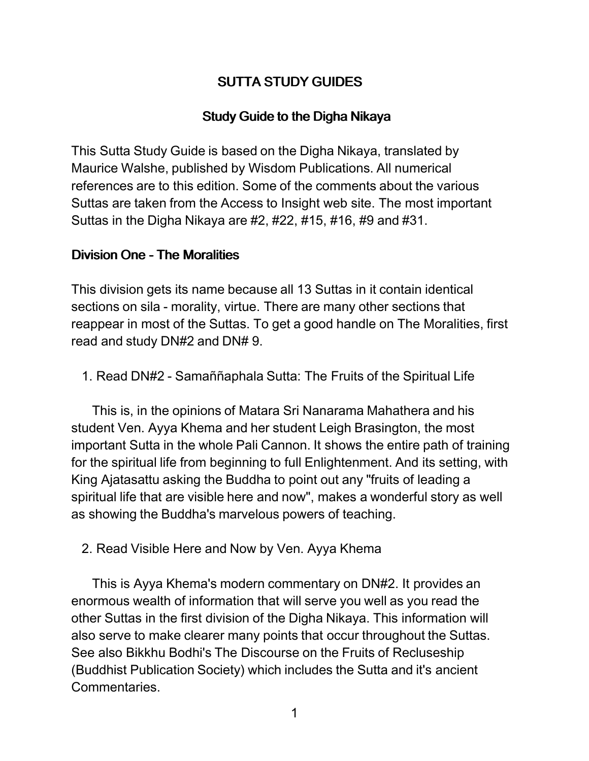# SUTTA STUDY GUIDES

## Study Guide to the Digha Nikaya

This Sutta Study Guide is based on the Digha Nikaya, translated by Maurice Walshe, published by Wisdom Publications. All numerical references are to this edition. Some of the comments about the various Suttas are taken from the Access to Insight web site. The most important Suttas in the Digha Nikaya are #2, #22, #15, #16, #9 and #31.

### Division One - The Moralities

This division gets its name because all 13 Suttas in it contain identical sections on sila - morality, virtue. There are many other sections that reappear in most of the Suttas. To get a good handle on The Moralities, first read and study DN#2 and DN# 9.

1. Read DN#2 - Samaññaphala Sutta: The Fruits of the Spiritual Life

   This is, in the opinions of Matara Sri Nanarama Mahathera and his student Ven. Ayya Khema and her student Leigh Brasington, the most important Sutta in the whole Pali Cannon. It shows the entire path of training for the spiritual life from beginning to full Enlightenment. And its setting, with King Ajatasattu asking the Buddha to point out any "fruits of leading a spiritual life that are visible here and now", makes a wonderful story as well as showing the Buddha's marvelous powers of teaching.

2. Read Visible Here and Now by Ven. Ayya Khema

   This is Ayya Khema's modern commentary on DN#2. It provides an enormous wealth of information that will serve you well as you read the other Suttas in the first division of the Digha Nikaya. This information will also serve to make clearer many points that occur throughout the Suttas. See also Bikkhu Bodhi's The Discourse on the Fruits of Recluseship (Buddhist Publication Society) which includes the Sutta and it's ancient Commentaries.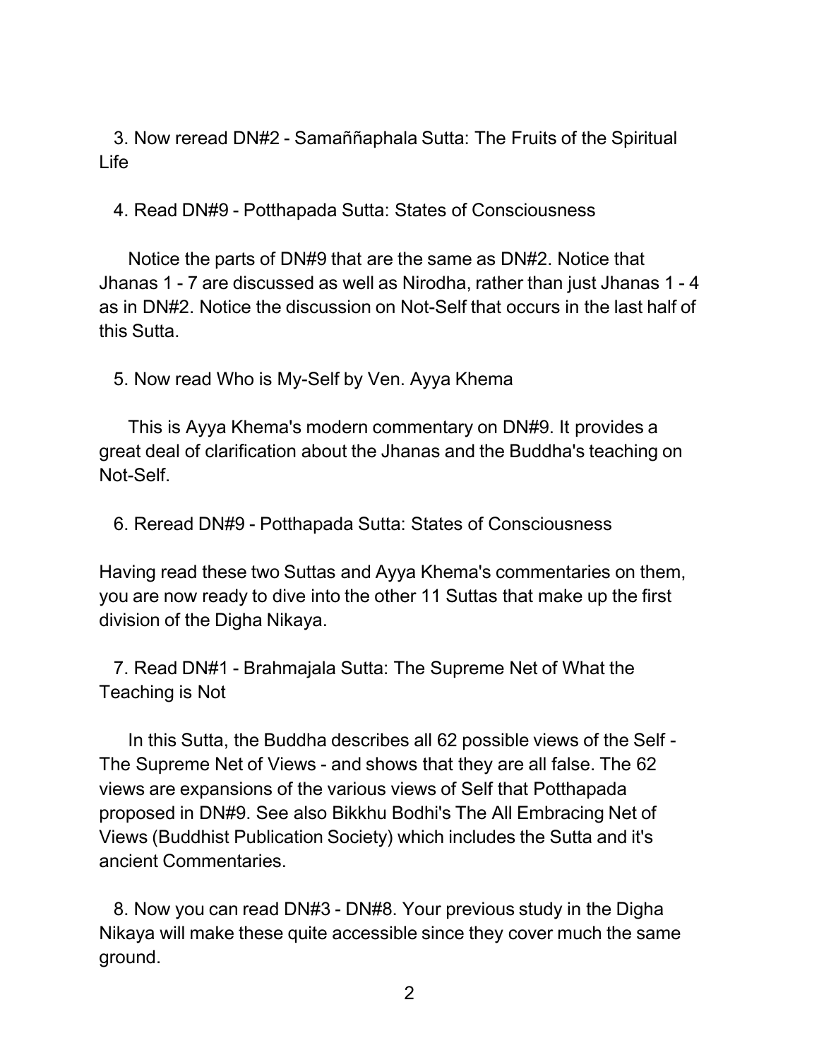3. Now reread DN#2 - Samaññaphala Sutta: The Fruits of the Spiritual Life

4. Read DN#9 - Potthapada Sutta: States of Consciousness

   Notice the parts of DN#9 that are the same as DN#2. Notice that Jhanas 1 - 7 are discussed as well as Nirodha, rather than just Jhanas 1 - 4 as in DN#2. Notice the discussion on Not-Self that occurs in the last half of this Sutta.

5. Now read Who is My-Self by Ven. Ayya Khema

   This is Ayya Khema's modern commentary on DN#9. It provides a great deal of clarification about the Jhanas and the Buddha's teaching on Not-Self.

6. Reread DN#9 - Potthapada Sutta: States of Consciousness

Having read these two Suttas and Ayya Khema's commentaries on them, you are now ready to dive into the other 11 Suttas that make up the first division of the Digha Nikaya.

7. Read DN#1 - Brahmajala Sutta: The Supreme Net of What the Teaching is Not

   In this Sutta, the Buddha describes all 62 possible views of the Self - The Supreme Net of Views - and shows that they are all false. The 62 views are expansions of the various views of Self that Potthapada proposed in DN#9. See also Bikkhu Bodhi's The All Embracing Net of Views (Buddhist Publication Society) which includes the Sutta and it's ancient Commentaries.

8. Now you can read DN#3 - DN#8. Your previous study in the Digha Nikaya will make these quite accessible since they cover much the same ground.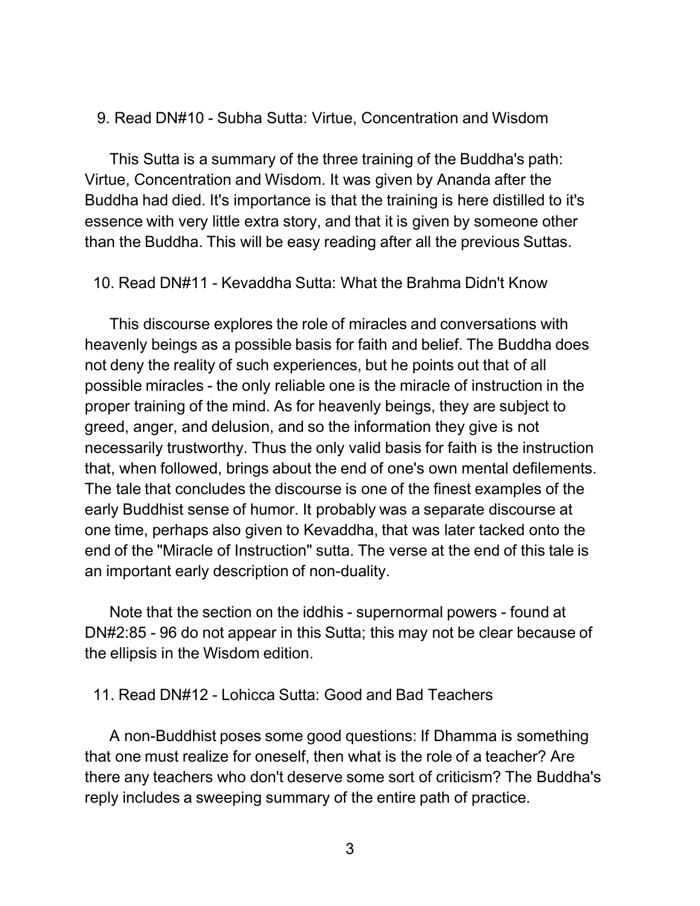9. Read DN#10 - Subha Sutta: Virtue, Concentration and Wisdom

This Sutta is a summary of the three training of the Buddha's path: Virtue, Concentration and Wisdom. It was given by Ananda after the Buddha had died. It's importance is that the training is here distilled to it's essence with very little extra story, and that it is given by someone other than the Buddha. This will be easy reading after all the previous Suttas.

10. Read DN#11 - Kevaddha Sutta: What the Brahma Didn't Know

This discourse explores the role of miracles and conversations with heavenly beings as a possible basis for faith and belief. The Buddha does not deny the reality of such experiences, but he points out that of all possible miracles - the only reliable one is the miracle of instruction in the proper training of the mind. As for heavenly beings, they are subject to greed, anger, and delusion, and so the information they give is not necessarily trustworthy. Thus the only valid basis for faith is the instruction that, when followed, brings about the end of one's own mental defilements. The tale that concludes the discourse is one of the finest examples of the early Buddhist sense of humor. It probably was a separate discourse at one time, perhaps also given to Kevaddha, that was later tacked onto the end of the "Miracle of Instruction" sutta. The verse at the end of this tale is an important early description of non-duality.

Note that the section on the iddhis - supernormal powers - found at DN#2:85 - 96 do not appear in this Sutta; this may not be clear because of the ellipsis in the Wisdom edition.

11. Read DN#12 - Lohicca Sutta: Good and Bad Teachers

A non-Buddhist poses some good questions: If Dhamma is something that one must realize for oneself, then what is the role of a teacher? Are there any teachers who don't deserve some sort of criticism? The Buddha's reply includes a sweeping summary of the entire path of practice.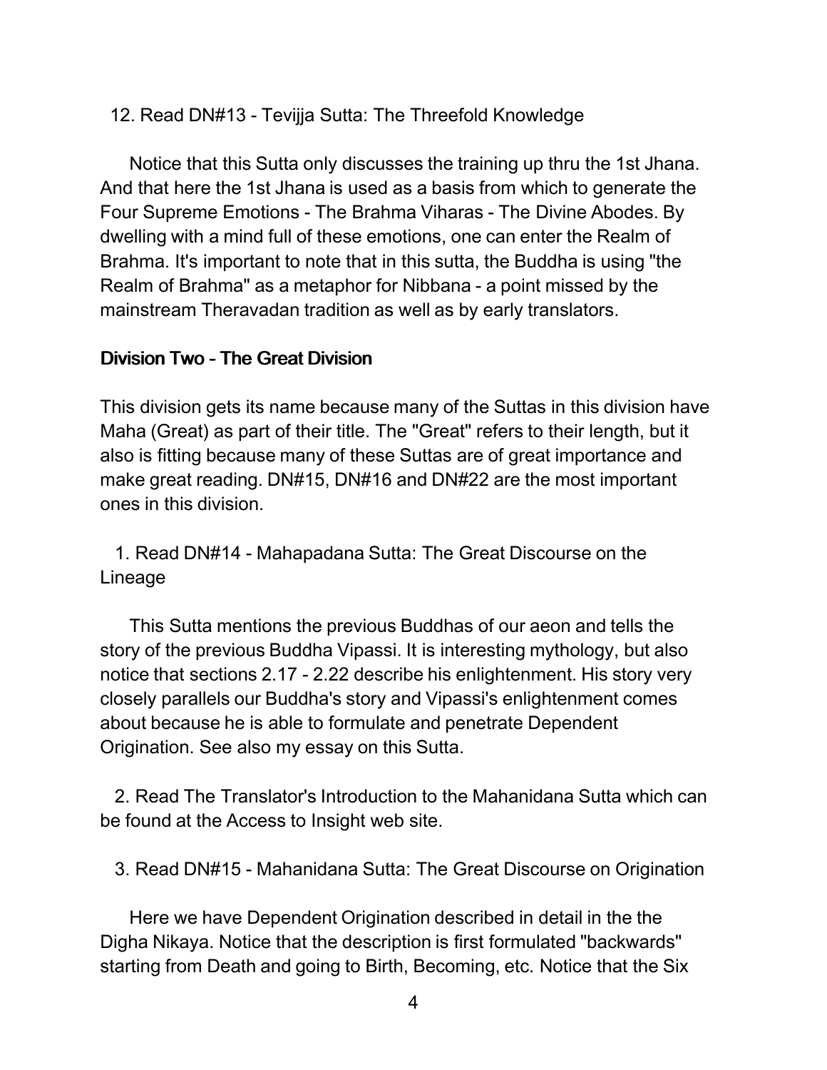12. Read DN#13 - Tevijja Sutta: The Threefold Knowledge

Notice that this Sutta only discusses the training up thru the 1st Jhana. And that here the 1st Jhana is used as a basis from which to generate the Four Supreme Emotions - The Brahma Viharas - The Divine Abodes. By dwelling with a mind full of these emotions, one can enter the Realm of Brahma. It's important to note that in this sutta, the Buddha is using "the Realm of Brahma" as a metaphor for Nibbana - a point missed by the mainstream Theravadan tradition as well as by early translators.

**Division Two - The Great Division**

This division gets its name because many of the Suttas in this division have Maha (Great) as part of their title. The "Great" refers to their length, but it also is fitting because many of these Suttas are of great importance and make great reading. DN#15, DN#16 and DN#22 are the most important ones in this division.

1. Read DN#14 - Mahapadana Sutta: The Great Discourse on the Lineage

   This Sutta mentions the previous Buddhas of our aeon and tells the story of the previous Buddha Vipassi. It is interesting mythology, but also notice that sections 2.17 - 2.22 describe his enlightenment. His story very closely parallels our Buddha's story and Vipassi's enlightenment comes about because he is able to formulate and penetrate Dependent Origination. See also my essay on this Sutta.

2. Read The Translator's Introduction to the Mahanidana Sutta which can be found at the Access to Insight web site.

3. Read DN#15 - Mahanidana Sutta: The Great Discourse on Origination

   Here we have Dependent Origination described in detail in the the Digha Nikaya. Notice that the description is first formulated "backwards" starting from Death and going to Birth, Becoming, etc. Notice that the Six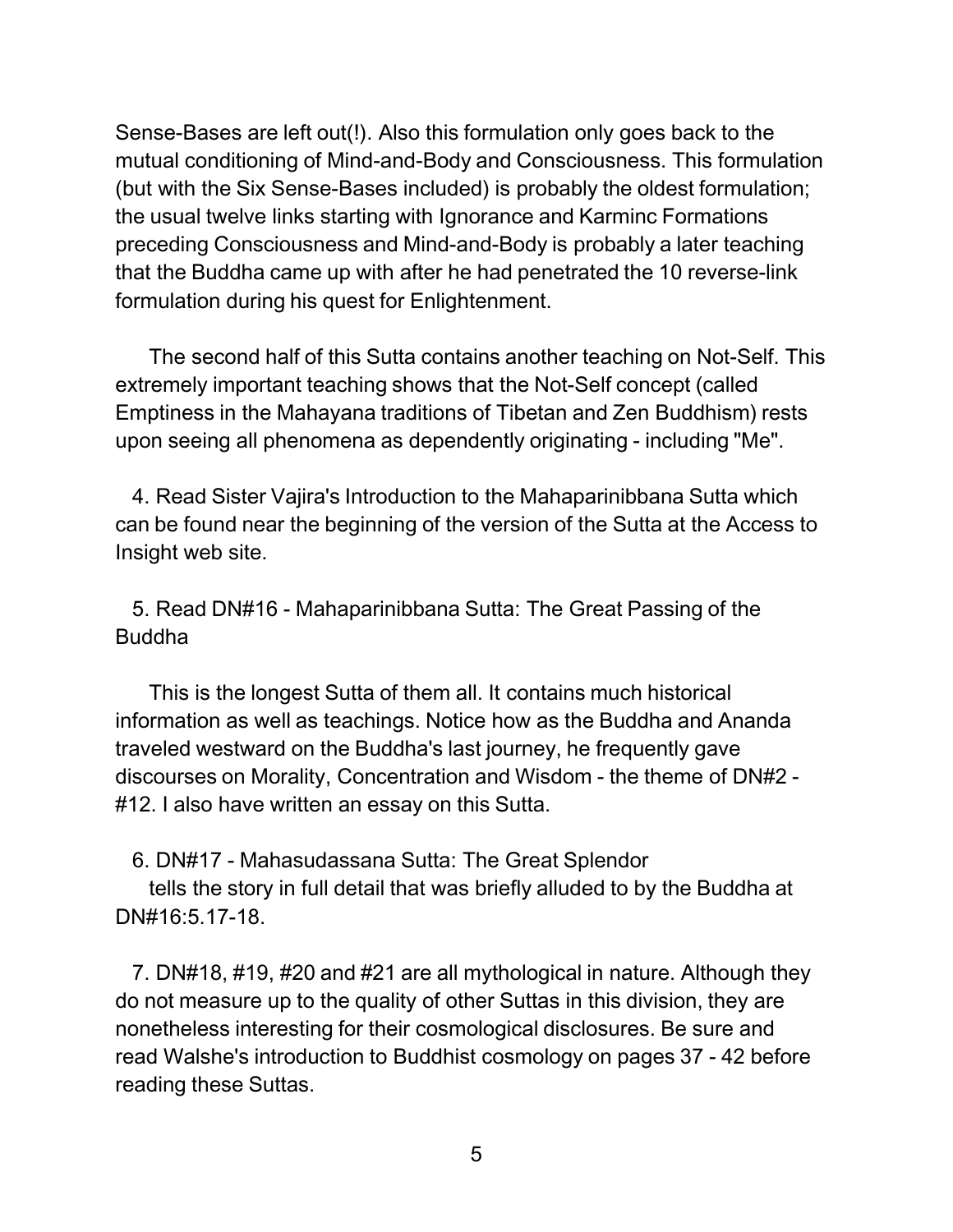Sense-Bases are left out(!). Also this formulation only goes back to the mutual conditioning of Mind-and-Body and Consciousness. This formulation (but with the Six Sense-Bases included) is probably the oldest formulation; the usual twelve links starting with Ignorance and Karminc Formations preceding Consciousness and Mind-and-Body is probably a later teaching that the Buddha came up with after he had penetrated the 10 reverse-link formulation during his quest for Enlightenment.

The second half of this Sutta contains another teaching on Not-Self. This extremely important teaching shows that the Not-Self concept (called Emptiness in the Mahayana traditions of Tibetan and Zen Buddhism) rests upon seeing all phenomena as dependently originating - including "Me".

4. Read Sister Vajira's Introduction to the Mahaparinibbana Sutta which can be found near the beginning of the version of the Sutta at the Access to Insight web site.

5. Read DN#16 - Mahaparinibbana Sutta: The Great Passing of the Buddha

This is the longest Sutta of them all. It contains much historical information as well as teachings. Notice how as the Buddha and Ananda traveled westward on the Buddha's last journey, he frequently gave discourses on Morality, Concentration and Wisdom - the theme of DN#2 - #12. I also have written an essay on this Sutta.

6. DN#17 - Mahasudassana Sutta: The Great Splendor
tells the story in full detail that was briefly alluded to by the Buddha at DN#16:5.17-18.

7. DN#18, #19, #20 and #21 are all mythological in nature. Although they do not measure up to the quality of other Suttas in this division, they are nonetheless interesting for their cosmological disclosures. Be sure and read Walshe's introduction to Buddhist cosmology on pages 37 - 42 before reading these Suttas.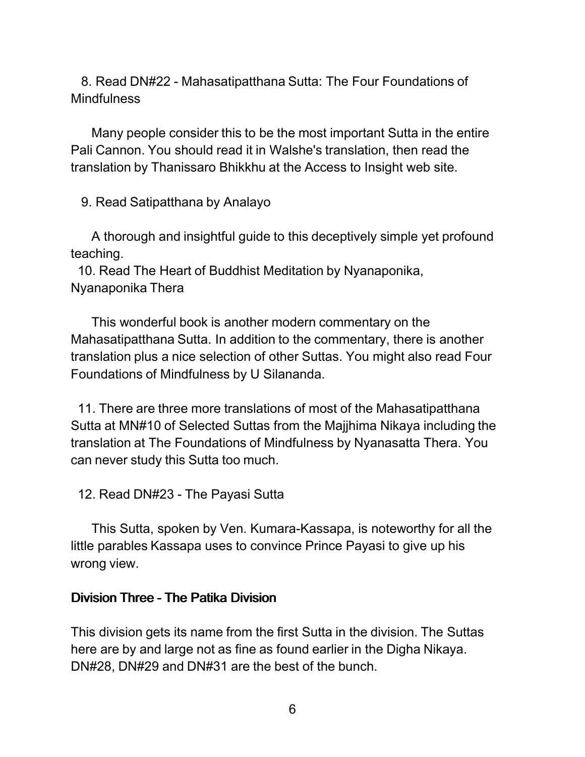8. Read DN#22 - Mahasatipatthana Sutta: The Four Foundations of Mindfulness

Many people consider this to be the most important Sutta in the entire Pali Cannon. You should read it in Walshe's translation, then read the translation by Thanissaro Bhikkhu at the Access to Insight web site.

9. Read Satipatthana by Analayo

A thorough and insightful guide to this deceptively simple yet profound teaching.

10. Read The Heart of Buddhist Meditation by Nyanaponika, Nyanaponika Thera

This wonderful book is another modern commentary on the Mahasatipatthana Sutta. In addition to the commentary, there is another translation plus a nice selection of other Suttas. You might also read Four Foundations of Mindfulness by U Silananda.

11. There are three more translations of most of the Mahasatipatthana Sutta at MN#10 of Selected Suttas from the Majjhima Nikaya including the translation at The Foundations of Mindfulness by Nyanasatta Thera. You can never study this Sutta too much.

12. Read DN#23 - The Payasi Sutta

This Sutta, spoken by Ven. Kumara-Kassapa, is noteworthy for all the little parables Kassapa uses to convince Prince Payasi to give up his wrong view.

**Division Three - The Patika Division**

This division gets its name from the first Sutta in the division. The Suttas here are by and large not as fine as found earlier in the Digha Nikaya. DN#28, DN#29 and DN#31 are the best of the bunch.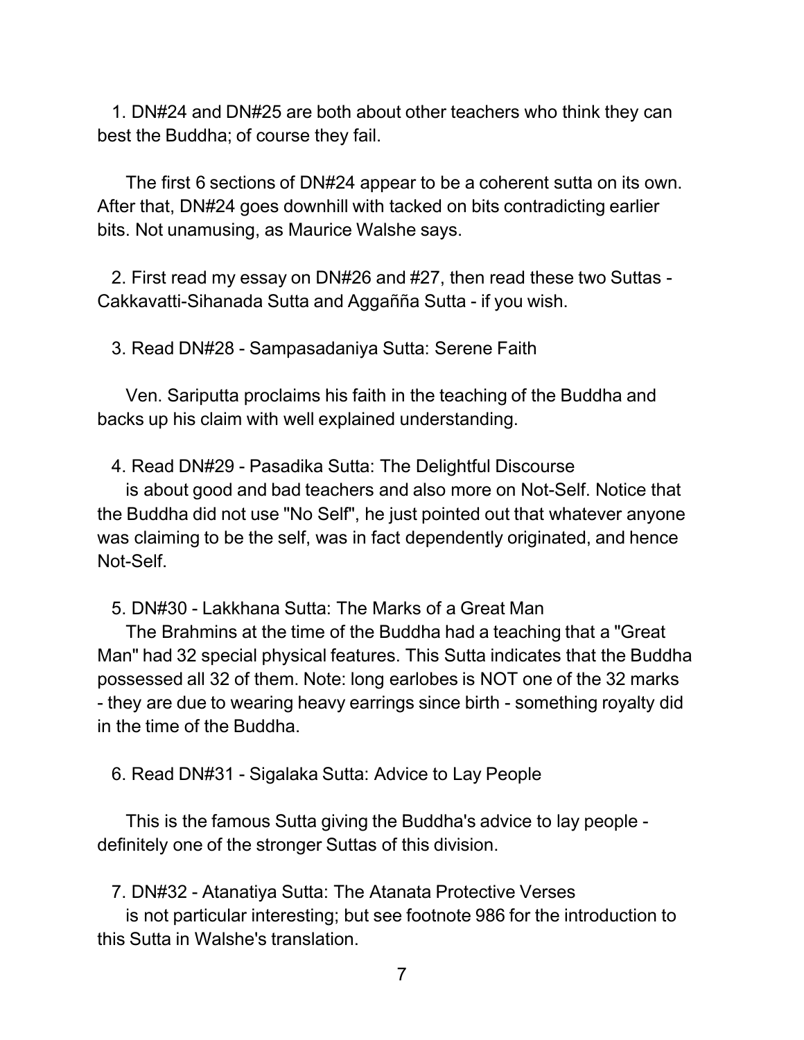1. DN#24 and DN#25 are both about other teachers who think they can best the Buddha; of course they fail.

   The first 6 sections of DN#24 appear to be a coherent sutta on its own. After that, DN#24 goes downhill with tacked on bits contradicting earlier bits. Not unamusing, as Maurice Walshe says.

2. First read my essay on DN#26 and #27, then read these two Suttas - Cakkavatti-Sihanada Sutta and Aggañña Sutta - if you wish.

3. Read DN#28 - Sampasadaniya Sutta: Serene Faith

   Ven. Sariputta proclaims his faith in the teaching of the Buddha and backs up his claim with well explained understanding.

4. Read DN#29 - Pasadika Sutta: The Delightful Discourse
   is about good and bad teachers and also more on Not-Self. Notice that the Buddha did not use "No Self", he just pointed out that whatever anyone was claiming to be the self, was in fact dependently originated, and hence Not-Self.

5. DN#30 - Lakkhana Sutta: The Marks of a Great Man
   The Brahmins at the time of the Buddha had a teaching that a "Great Man" had 32 special physical features. This Sutta indicates that the Buddha possessed all 32 of them. Note: long earlobes is NOT one of the 32 marks - they are due to wearing heavy earrings since birth - something royalty did in the time of the Buddha.

6. Read DN#31 - Sigalaka Sutta: Advice to Lay People

   This is the famous Sutta giving the Buddha's advice to lay people - definitely one of the stronger Suttas of this division.

7. DN#32 - Atanatiya Sutta: The Atanata Protective Verses
   is not particular interesting; but see footnote 986 for the introduction to this Sutta in Walshe's translation.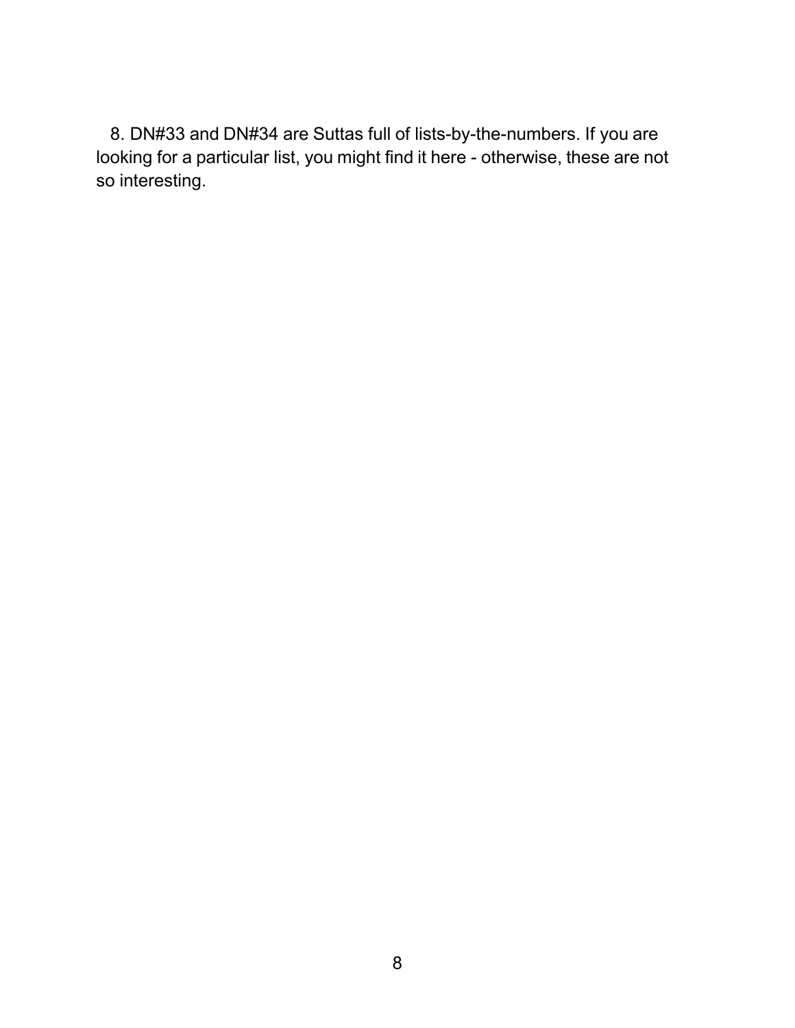8. DN#33 and DN#34 are Suttas full of lists-by-the-numbers. If you are looking for a particular list, you might find it here - otherwise, these are not so interesting.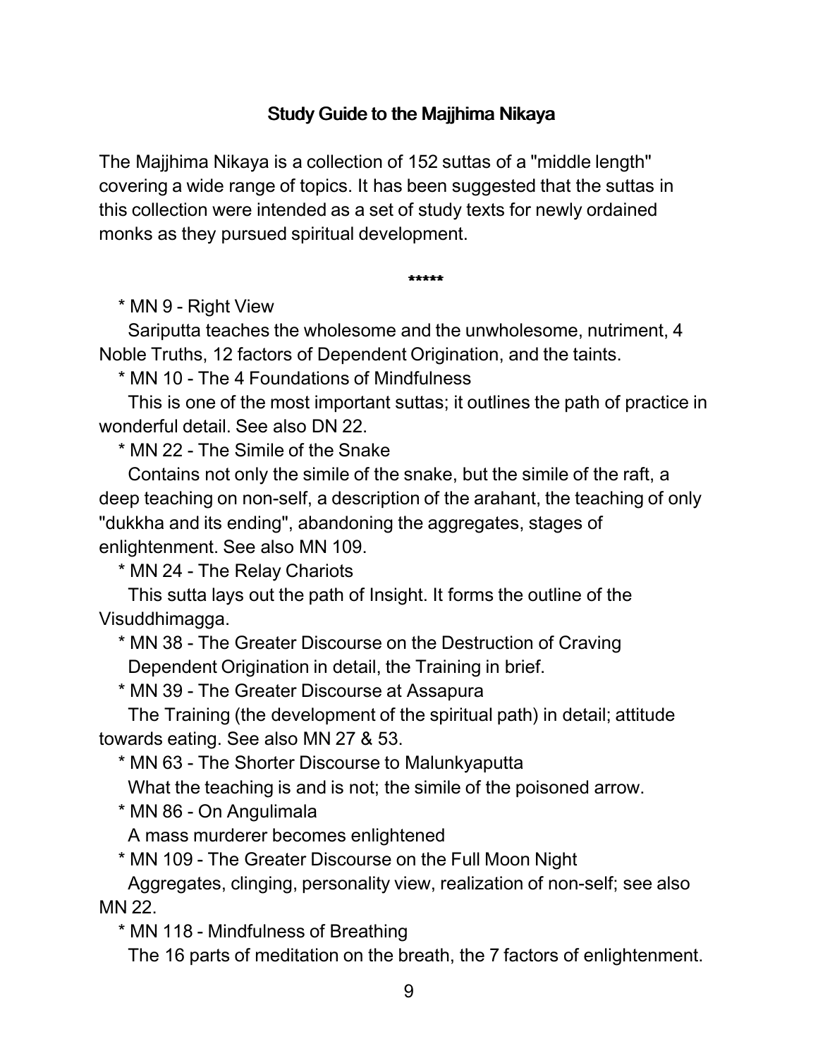## Study Guide to the Majjhima Nikaya

The Majjhima Nikaya is a collection of 152 suttas of a "middle length" covering a wide range of topics. It has been suggested that the suttas in this collection were intended as a set of study texts for newly ordained monks as they pursued spiritual development.

*****

* MN 9 - Right View

  Sariputta teaches the wholesome and the unwholesome, nutriment, 4 Noble Truths, 12 factors of Dependent Origination, and the taints.

* MN 10 - The 4 Foundations of Mindfulness

  This is one of the most important suttas; it outlines the path of practice in wonderful detail. See also DN 22.

* MN 22 - The Simile of the Snake

  Contains not only the simile of the snake, but the simile of the raft, a deep teaching on non-self, a description of the arahant, the teaching of only "dukkha and its ending", abandoning the aggregates, stages of enlightenment. See also MN 109.

* MN 24 - The Relay Chariots

  This sutta lays out the path of Insight. It forms the outline of the Visuddhimagga.

* MN 38 - The Greater Discourse on the Destruction of Craving

  Dependent Origination in detail, the Training in brief.

* MN 39 - The Greater Discourse at Assapura

  The Training (the development of the spiritual path) in detail; attitude towards eating. See also MN 27 & 53.

* MN 63 - The Shorter Discourse to Malunkyaputta

  What the teaching is and is not; the simile of the poisoned arrow.

* MN 86 - On Angulimala

  A mass murderer becomes enlightened

* MN 109 - The Greater Discourse on the Full Moon Night

  Aggregates, clinging, personality view, realization of non-self; see also MN 22.

* MN 118 - Mindfulness of Breathing

  The 16 parts of meditation on the breath, the 7 factors of enlightenment.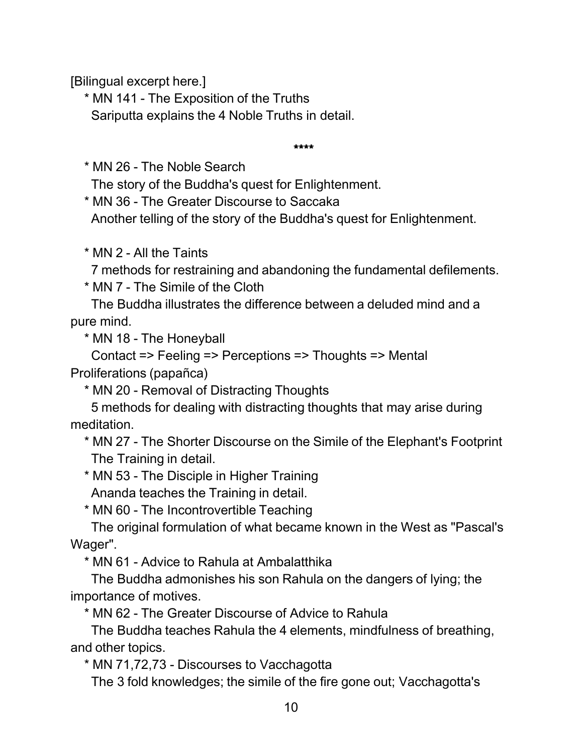[Bilingual excerpt here.]

* MN 141 - The Exposition of the Truths
  Sariputta explains the 4 Noble Truths in detail.

****

* MN 26 - The Noble Search
  The story of the Buddha's quest for Enlightenment.
* MN 36 - The Greater Discourse to Saccaka
  Another telling of the story of the Buddha's quest for Enlightenment.

* MN 2 - All the Taints
  7 methods for restraining and abandoning the fundamental defilements.
* MN 7 - The Simile of the Cloth
  The Buddha illustrates the difference between a deluded mind and a pure mind.
* MN 18 - The Honeyball
  Contact => Feeling => Perceptions => Thoughts => Mental Proliferations (papañca)
* MN 20 - Removal of Distracting Thoughts
  5 methods for dealing with distracting thoughts that may arise during meditation.
* MN 27 - The Shorter Discourse on the Simile of the Elephant's Footprint
  The Training in detail.
* MN 53 - The Disciple in Higher Training
  Ananda teaches the Training in detail.
* MN 60 - The Incontrovertible Teaching
  The original formulation of what became known in the West as "Pascal's Wager".
* MN 61 - Advice to Rahula at Ambalatthika
  The Buddha admonishes his son Rahula on the dangers of lying; the importance of motives.
* MN 62 - The Greater Discourse of Advice to Rahula
  The Buddha teaches Rahula the 4 elements, mindfulness of breathing, and other topics.
* MN 71,72,73 - Discourses to Vacchagotta
  The 3 fold knowledges; the simile of the fire gone out; Vacchagotta's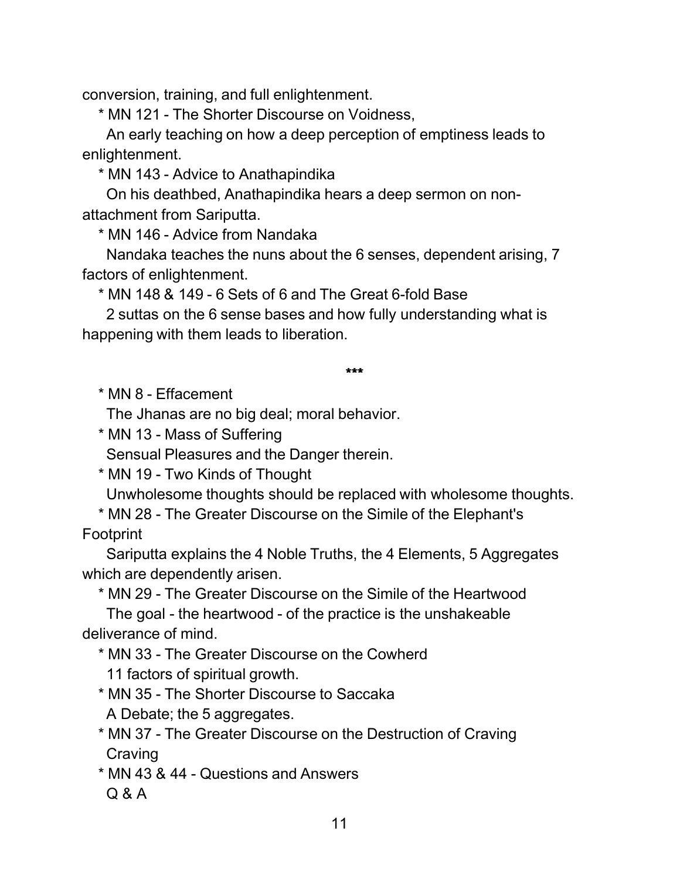conversion, training, and full enlightenment.

* MN 121 - The Shorter Discourse on Voidness,
  An early teaching on how a deep perception of emptiness leads to enlightenment.
* MN 143 - Advice to Anathapindika
  On his deathbed, Anathapindika hears a deep sermon on non-attachment from Sariputta.
* MN 146 - Advice from Nandaka
  Nandaka teaches the nuns about the 6 senses, dependent arising, 7 factors of enlightenment.
* MN 148 & 149 - 6 Sets of 6 and The Great 6-fold Base
  2 suttas on the 6 sense bases and how fully understanding what is happening with them leads to liberation.

***

* MN 8 - Effacement
  The Jhanas are no big deal; moral behavior.
* MN 13 - Mass of Suffering
  Sensual Pleasures and the Danger therein.
* MN 19 - Two Kinds of Thought
  Unwholesome thoughts should be replaced with wholesome thoughts.
* MN 28 - The Greater Discourse on the Simile of the Elephant's Footprint
  Sariputta explains the 4 Noble Truths, the 4 Elements, 5 Aggregates which are dependently arisen.
* MN 29 - The Greater Discourse on the Simile of the Heartwood
  The goal - the heartwood - of the practice is the unshakeable deliverance of mind.
* MN 33 - The Greater Discourse on the Cowherd
  11 factors of spiritual growth.
* MN 35 - The Shorter Discourse to Saccaka
  A Debate; the 5 aggregates.
* MN 37 - The Greater Discourse on the Destruction of Craving
  Craving
* MN 43 & 44 - Questions and Answers
  Q & A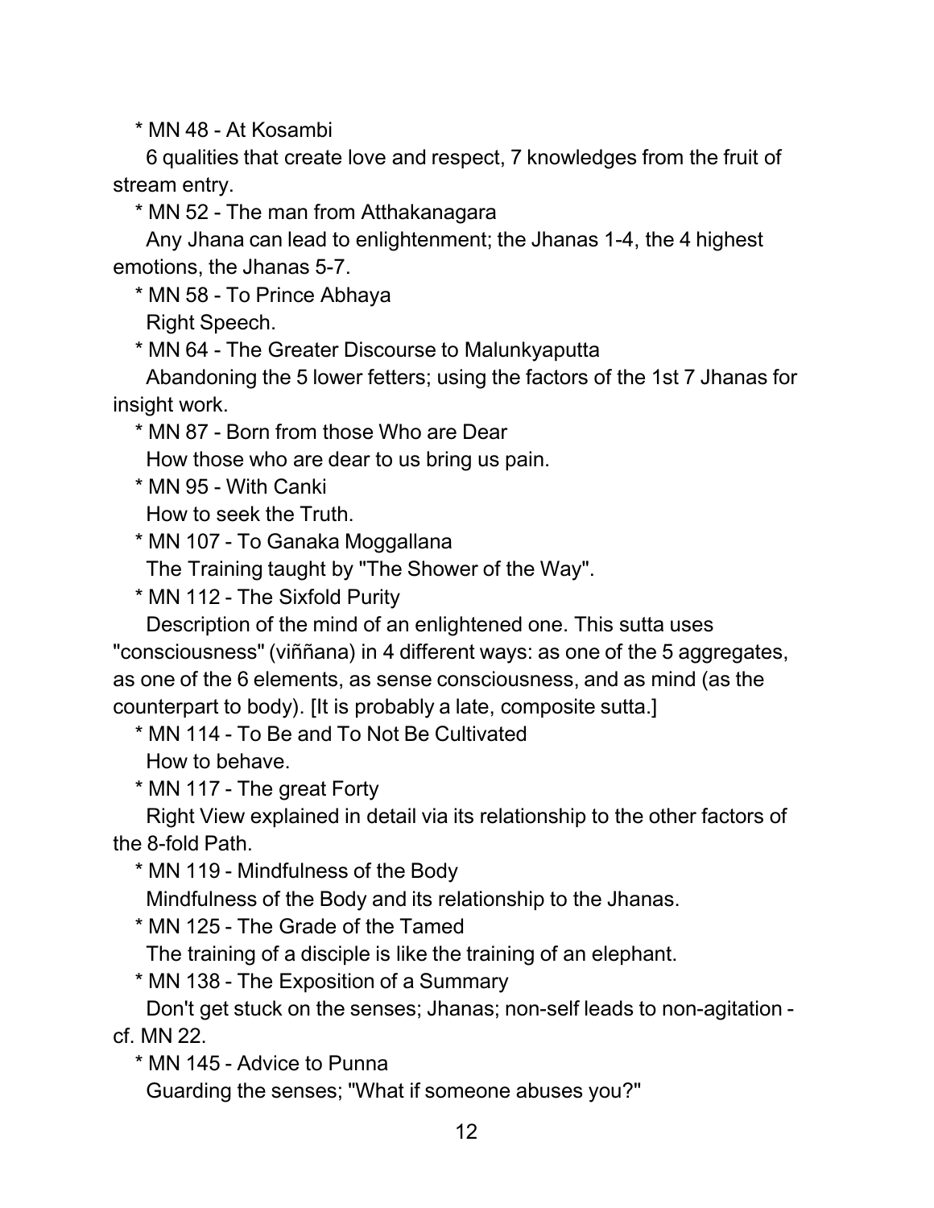* MN 48 - At Kosambi

  6 qualities that create love and respect, 7 knowledges from the fruit of stream entry.

* MN 52 - The man from Atthakanagara

  Any Jhana can lead to enlightenment; the Jhanas 1-4, the 4 highest emotions, the Jhanas 5-7.

* MN 58 - To Prince Abhaya

  Right Speech.

* MN 64 - The Greater Discourse to Malunkyaputta

  Abandoning the 5 lower fetters; using the factors of the 1st 7 Jhanas for insight work.

* MN 87 - Born from those Who are Dear

  How those who are dear to us bring us pain.

* MN 95 - With Canki

  How to seek the Truth.

* MN 107 - To Ganaka Moggallana

  The Training taught by "The Shower of the Way".

* MN 112 - The Sixfold Purity

  Description of the mind of an enlightened one. This sutta uses "consciousness" (viññana) in 4 different ways: as one of the 5 aggregates, as one of the 6 elements, as sense consciousness, and as mind (as the counterpart to body). [It is probably a late, composite sutta.]

* MN 114 - To Be and To Not Be Cultivated

  How to behave.

* MN 117 - The great Forty

  Right View explained in detail via its relationship to the other factors of the 8-fold Path.

* MN 119 - Mindfulness of the Body

  Mindfulness of the Body and its relationship to the Jhanas.

* MN 125 - The Grade of the Tamed

  The training of a disciple is like the training of an elephant.

* MN 138 - The Exposition of a Summary

  Don't get stuck on the senses; Jhanas; non-self leads to non-agitation - cf. MN 22.

* MN 145 - Advice to Punna

  Guarding the senses; "What if someone abuses you?"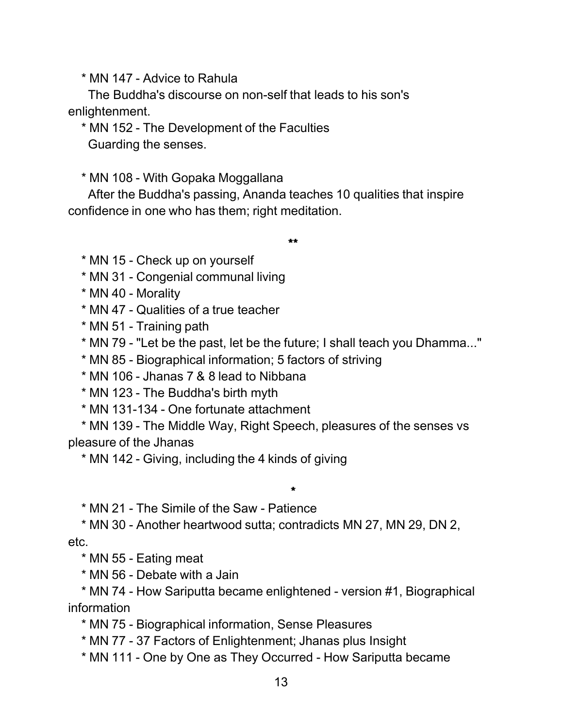* MN 147 - Advice to Rahula
  The Buddha's discourse on non-self that leads to his son's enlightenment.
* MN 152 - The Development of the Faculties
  Guarding the senses.

* MN 108 - With Gopaka Moggallana
  After the Buddha's passing, Ananda teaches 10 qualities that inspire confidence in one who has them; right meditation.

**

* MN 15 - Check up on yourself
* MN 31 - Congenial communal living
* MN 40 - Morality
* MN 47 - Qualities of a true teacher
* MN 51 - Training path
* MN 79 - "Let be the past, let be the future; I shall teach you Dhamma..."
* MN 85 - Biographical information; 5 factors of striving
* MN 106 - Jhanas 7 & 8 lead to Nibbana
* MN 123 - The Buddha's birth myth
* MN 131-134 - One fortunate attachment
* MN 139 - The Middle Way, Right Speech, pleasures of the senses vs pleasure of the Jhanas
* MN 142 - Giving, including the 4 kinds of giving

*

* MN 21 - The Simile of the Saw - Patience
* MN 30 - Another heartwood sutta; contradicts MN 27, MN 29, DN 2, etc.
* MN 55 - Eating meat
* MN 56 - Debate with a Jain
* MN 74 - How Sariputta became enlightened - version #1, Biographical information
* MN 75 - Biographical information, Sense Pleasures
* MN 77 - 37 Factors of Enlightenment; Jhanas plus Insight
* MN 111 - One by One as They Occurred - How Sariputta became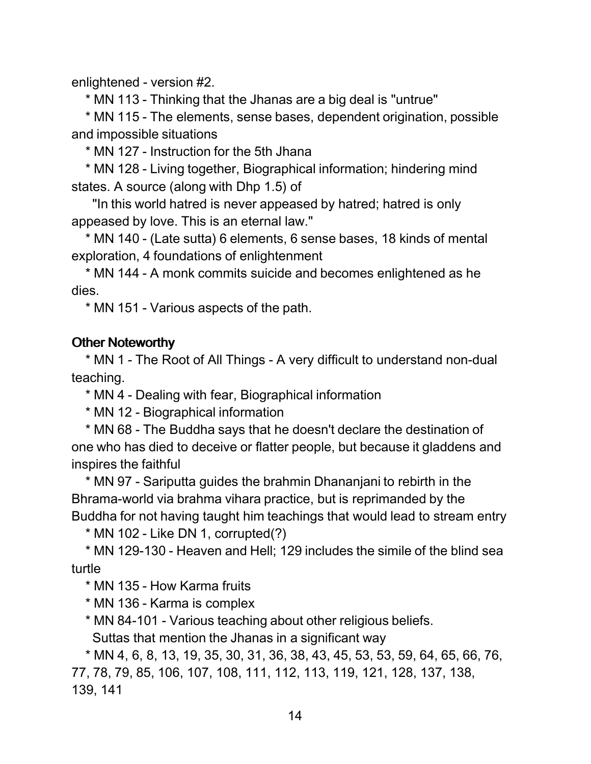enlightened - version #2.

* MN 113 - Thinking that the Jhanas are a big deal is "untrue"
* MN 115 - The elements, sense bases, dependent origination, possible and impossible situations
* MN 127 - Instruction for the 5th Jhana
* MN 128 - Living together, Biographical information; hindering mind states. A source (along with Dhp 1.5) of

  "In this world hatred is never appeased by hatred; hatred is only appeased by love. This is an eternal law."
* MN 140 - (Late sutta) 6 elements, 6 sense bases, 18 kinds of mental exploration, 4 foundations of enlightenment
* MN 144 - A monk commits suicide and becomes enlightened as he dies.
* MN 151 - Various aspects of the path.

### Other Noteworthy

* MN 1 - The Root of All Things - A very difficult to understand non-dual teaching.
* MN 4 - Dealing with fear, Biographical information
* MN 12 - Biographical information
* MN 68 - The Buddha says that he doesn't declare the destination of one who has died to deceive or flatter people, but because it gladdens and inspires the faithful
* MN 97 - Sariputta guides the brahmin Dhananjani to rebirth in the Bhrama-world via brahma vihara practice, but is reprimanded by the Buddha for not having taught him teachings that would lead to stream entry
* MN 102 - Like DN 1, corrupted(?)
* MN 129-130 - Heaven and Hell; 129 includes the simile of the blind sea turtle
* MN 135 - How Karma fruits
* MN 136 - Karma is complex
* MN 84-101 - Various teaching about other religious beliefs.

  Suttas that mention the Jhanas in a significant way
* MN 4, 6, 8, 13, 19, 35, 30, 31, 36, 38, 43, 45, 53, 53, 59, 64, 65, 66, 76, 77, 78, 79, 85, 106, 107, 108, 111, 112, 113, 119, 121, 128, 137, 138, 139, 141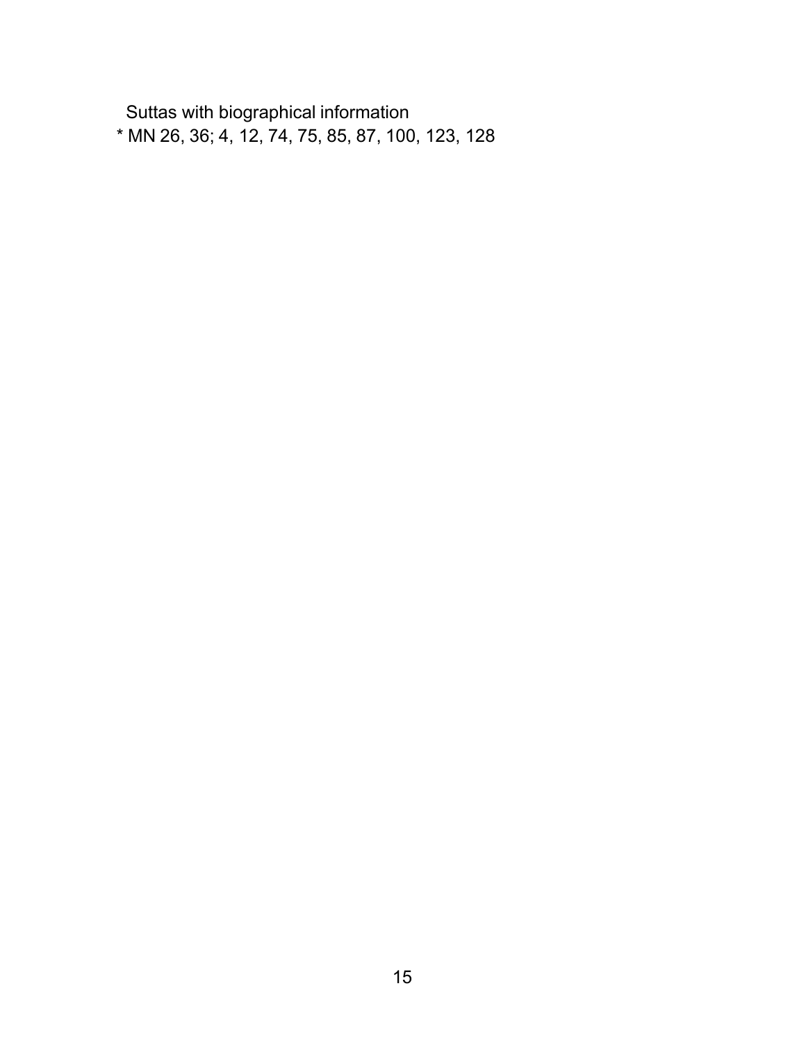Suttas with biographical information

* MN 26, 36; 4, 12, 74, 75, 85, 87, 100, 123, 128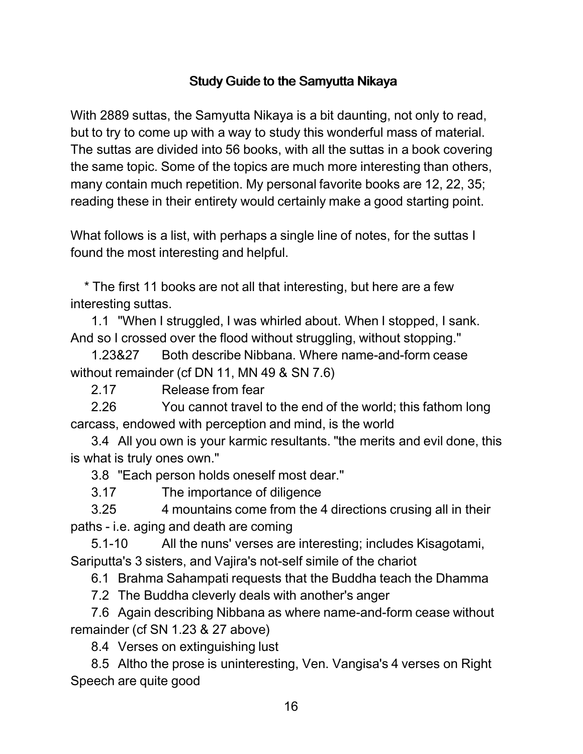## Study Guide to the Samyutta Nikaya

With 2889 suttas, the Samyutta Nikaya is a bit daunting, not only to read, but to try to come up with a way to study this wonderful mass of material. The suttas are divided into 56 books, with all the suttas in a book covering the same topic. Some of the topics are much more interesting than others, many contain much repetition. My personal favorite books are 12, 22, 35; reading these in their entirety would certainly make a good starting point.

What follows is a list, with perhaps a single line of notes, for the suttas I found the most interesting and helpful.

* The first 11 books are not all that interesting, but here are a few interesting suttas.
    - 1.1 "When I struggled, I was whirled about. When I stopped, I sank. And so I crossed over the flood without struggling, without stopping."
    - 1.23&27 Both describe Nibbana. Where name-and-form cease without remainder (cf DN 11, MN 49 & SN 7.6)
    - 2.17 Release from fear
    - 2.26 You cannot travel to the end of the world; this fathom long carcass, endowed with perception and mind, is the world
    - 3.4 All you own is your karmic resultants. "the merits and evil done, this is what is truly ones own."
    - 3.8 "Each person holds oneself most dear."
    - 3.17 The importance of diligence
    - 3.25 4 mountains come from the 4 directions crusing all in their paths - i.e. aging and death are coming
    - 5.1-10 All the nuns' verses are interesting; includes Kisagotami, Sariputta's 3 sisters, and Vajira's not-self simile of the chariot
    - 6.1 Brahma Sahampati requests that the Buddha teach the Dhamma
    - 7.2 The Buddha cleverly deals with another's anger
    - 7.6 Again describing Nibbana as where name-and-form cease without remainder (cf SN 1.23 & 27 above)
    - 8.4 Verses on extinguishing lust
    - 8.5 Altho the prose is uninteresting, Ven. Vangisa's 4 verses on Right Speech are quite good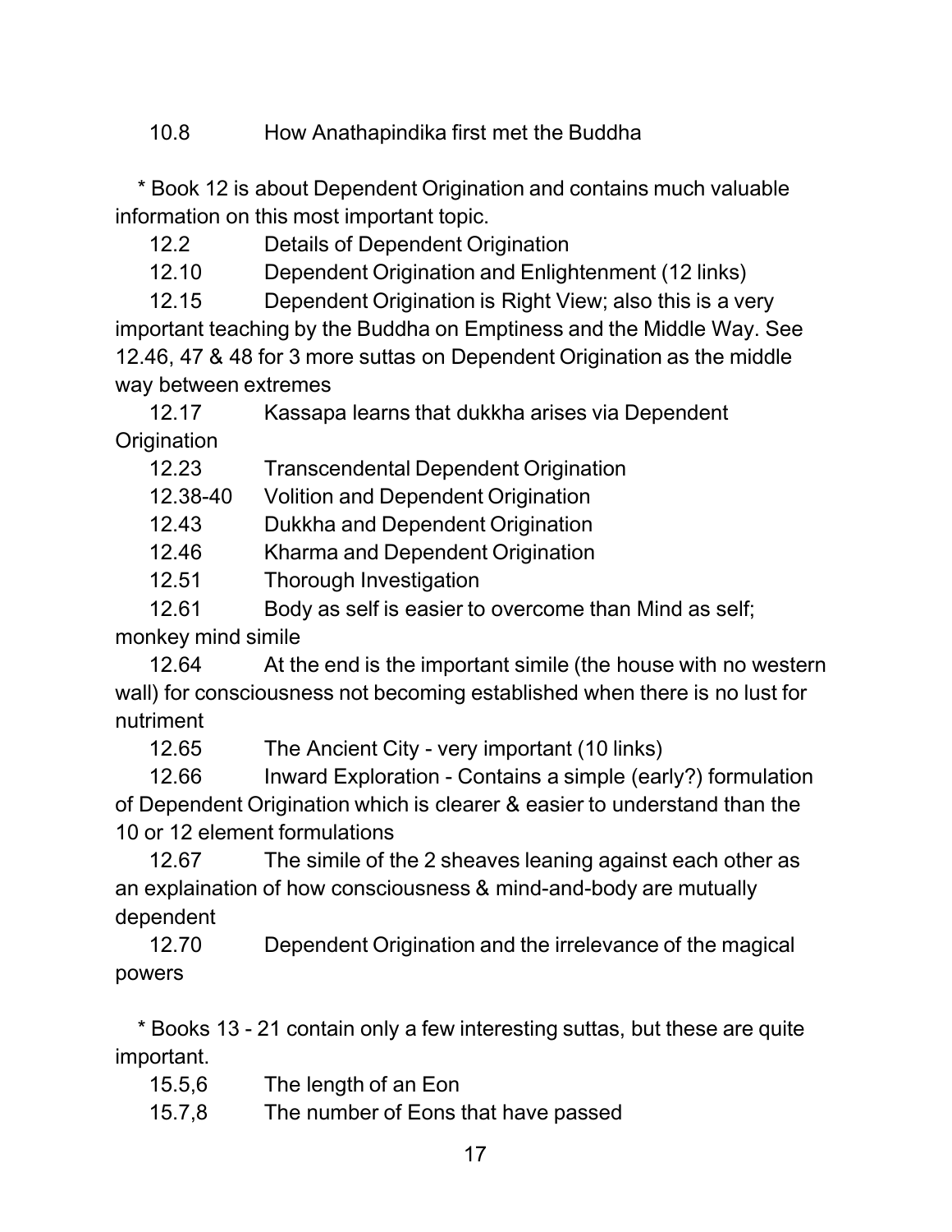10.8 How Anathapindika first met the Buddha

* Book 12 is about Dependent Origination and contains much valuable information on this most important topic.

12.2 Details of Dependent Origination

12.10 Dependent Origination and Enlightenment (12 links)

12.15 Dependent Origination is Right View; also this is a very important teaching by the Buddha on Emptiness and the Middle Way. See 12.46, 47 & 48 for 3 more suttas on Dependent Origination as the middle way between extremes

12.17 Kassapa learns that dukkha arises via Dependent Origination

12.23 Transcendental Dependent Origination

12.38-40 Volition and Dependent Origination

12.43 Dukkha and Dependent Origination

12.46 Kharma and Dependent Origination

12.51 Thorough Investigation

12.61 Body as self is easier to overcome than Mind as self; monkey mind simile

12.64 At the end is the important simile (the house with no western wall) for consciousness not becoming established when there is no lust for nutriment

12.65 The Ancient City - very important (10 links)

12.66 Inward Exploration - Contains a simple (early?) formulation of Dependent Origination which is clearer & easier to understand than the 10 or 12 element formulations

12.67 The simile of the 2 sheaves leaning against each other as an explaination of how consciousness & mind-and-body are mutually dependent

12.70 Dependent Origination and the irrelevance of the magical powers

* Books 13 - 21 contain only a few interesting suttas, but these are quite important.

15.5,6 The length of an Eon

15.7,8 The number of Eons that have passed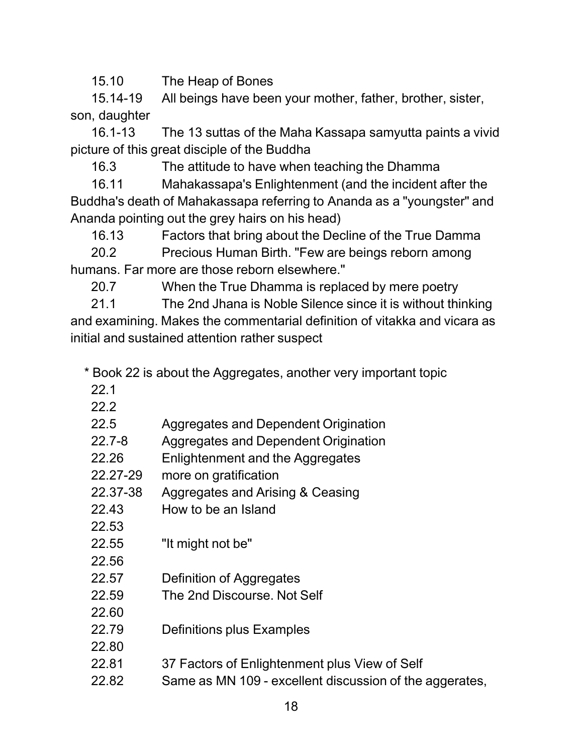15.10 The Heap of Bones

15.14-19 All beings have been your mother, father, brother, sister, son, daughter

16.1-13 The 13 suttas of the Maha Kassapa samyutta paints a vivid picture of this great disciple of the Buddha

16.3 The attitude to have when teaching the Dhamma

16.11 Mahakassapa's Enlightenment (and the incident after the Buddha's death of Mahakassapa referring to Ananda as a "youngster" and Ananda pointing out the grey hairs on his head)

16.13 Factors that bring about the Decline of the True Damma

20.2 Precious Human Birth. "Few are beings reborn among humans. Far more are those reborn elsewhere."

20.7 When the True Dhamma is replaced by mere poetry

21.1 The 2nd Jhana is Noble Silence since it is without thinking and examining. Makes the commentarial definition of vitakka and vicara as initial and sustained attention rather suspect

* Book 22 is about the Aggregates, another very important topic

| | |
|---|---|
| 22.1 | |
| 22.2 | |
| 22.5 | Aggregates and Dependent Origination |
| 22.7-8 | Aggregates and Dependent Origination |
| 22.26 | Enlightenment and the Aggregates |
| 22.27-29 | more on gratification |
| 22.37-38 | Aggregates and Arising & Ceasing |
| 22.43 | How to be an Island |
| 22.53 | |
| 22.55 | "It might not be" |
| 22.56 | |
| 22.57 | Definition of Aggregates |
| 22.59 | The 2nd Discourse. Not Self |
| 22.60 | |
| 22.79 | Definitions plus Examples |
| 22.80 | |
| 22.81 | 37 Factors of Enlightenment plus View of Self |
| 22.82 | Same as MN 109 - excellent discussion of the aggerates, |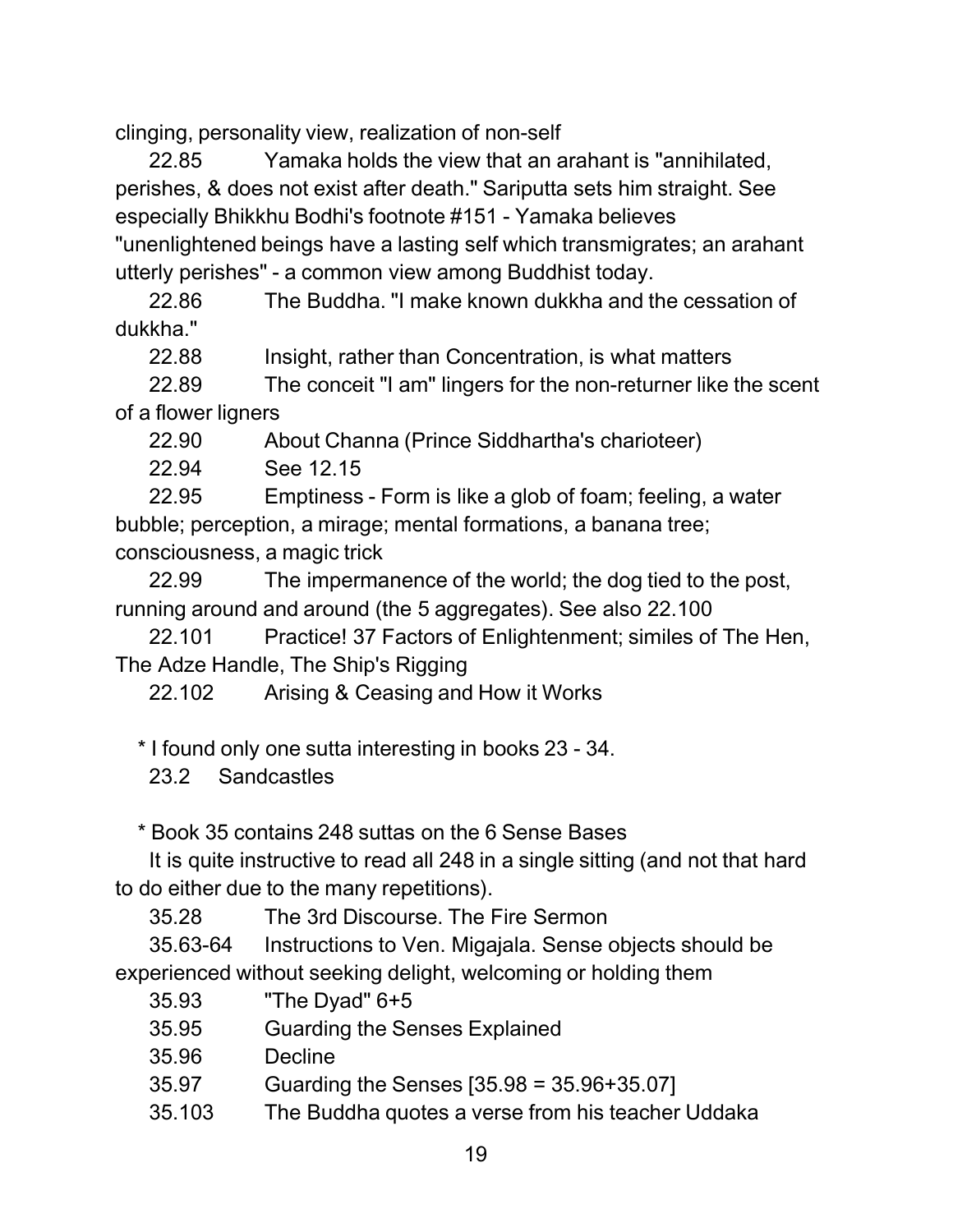clinging, personality view, realization of non-self

22.85 Yamaka holds the view that an arahant is "annihilated, perishes, & does not exist after death." Sariputta sets him straight. See especially Bhikkhu Bodhi's footnote #151 - Yamaka believes "unenlightened beings have a lasting self which transmigrates; an arahant utterly perishes" - a common view among Buddhist today.

22.86 The Buddha. "I make known dukkha and the cessation of dukkha."

22.88 Insight, rather than Concentration, is what matters

22.89 The conceit "I am" lingers for the non-returner like the scent of a flower ligners

22.90 About Channa (Prince Siddhartha's charioteer)

22.94 See 12.15

22.95 Emptiness - Form is like a glob of foam; feeling, a water bubble; perception, a mirage; mental formations, a banana tree; consciousness, a magic trick

22.99 The impermanence of the world; the dog tied to the post, running around and around (the 5 aggregates). See also 22.100

22.101 Practice! 37 Factors of Enlightenment; similes of The Hen, The Adze Handle, The Ship's Rigging

22.102 Arising & Ceasing and How it Works

* I found only one sutta interesting in books 23 - 34.

23.2 Sandcastles

* Book 35 contains 248 suttas on the 6 Sense Bases

It is quite instructive to read all 248 in a single sitting (and not that hard to do either due to the many repetitions).

35.28 The 3rd Discourse. The Fire Sermon

35.63-64 Instructions to Ven. Migajala. Sense objects should be experienced without seeking delight, welcoming or holding them

35.93 "The Dyad" 6+5

35.95 Guarding the Senses Explained

35.96 Decline

35.97 Guarding the Senses [35.98 = 35.96+35.07]

35.103 The Buddha quotes a verse from his teacher Uddaka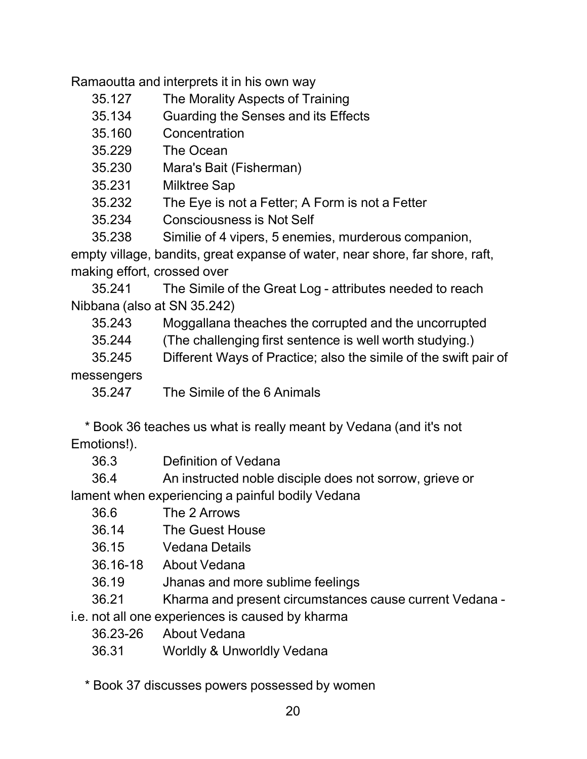Ramaoutta and interprets it in his own way

| | |
|---|---|
| 35.127 | The Morality Aspects of Training |
| 35.134 | Guarding the Senses and its Effects |
| 35.160 | Concentration |
| 35.229 | The Ocean |
| 35.230 | Mara's Bait (Fisherman) |
| 35.231 | Milktree Sap |
| 35.232 | The Eye is not a Fetter; A Form is not a Fetter |
| 35.234 | Consciousness is Not Self |
| 35.238 | Similie of 4 vipers, 5 enemies, murderous companion, empty village, bandits, great expanse of water, near shore, far shore, raft, making effort, crossed over |
| 35.241 | The Simile of the Great Log - attributes needed to reach Nibbana (also at SN 35.242) |
| 35.243 | Moggallana theaches the corrupted and the uncorrupted |
| 35.244 | (The challenging first sentence is well worth studying.) |
| 35.245 | Different Ways of Practice; also the simile of the swift pair of messengers |
| 35.247 | The Simile of the 6 Animals |

* Book 36 teaches us what is really meant by Vedana (and it's not Emotions!).

| | |
|---|---|
| 36.3 | Definition of Vedana |
| 36.4 | An instructed noble disciple does not sorrow, grieve or lament when experiencing a painful bodily Vedana |
| 36.6 | The 2 Arrows |
| 36.14 | The Guest House |
| 36.15 | Vedana Details |
| 36.16-18 | About Vedana |
| 36.19 | Jhanas and more sublime feelings |
| 36.21 | Kharma and present circumstances cause current Vedana - i.e. not all one experiences is caused by kharma |
| 36.23-26 | About Vedana |
| 36.31 | Worldly & Unworldly Vedana |

* Book 37 discusses powers possessed by women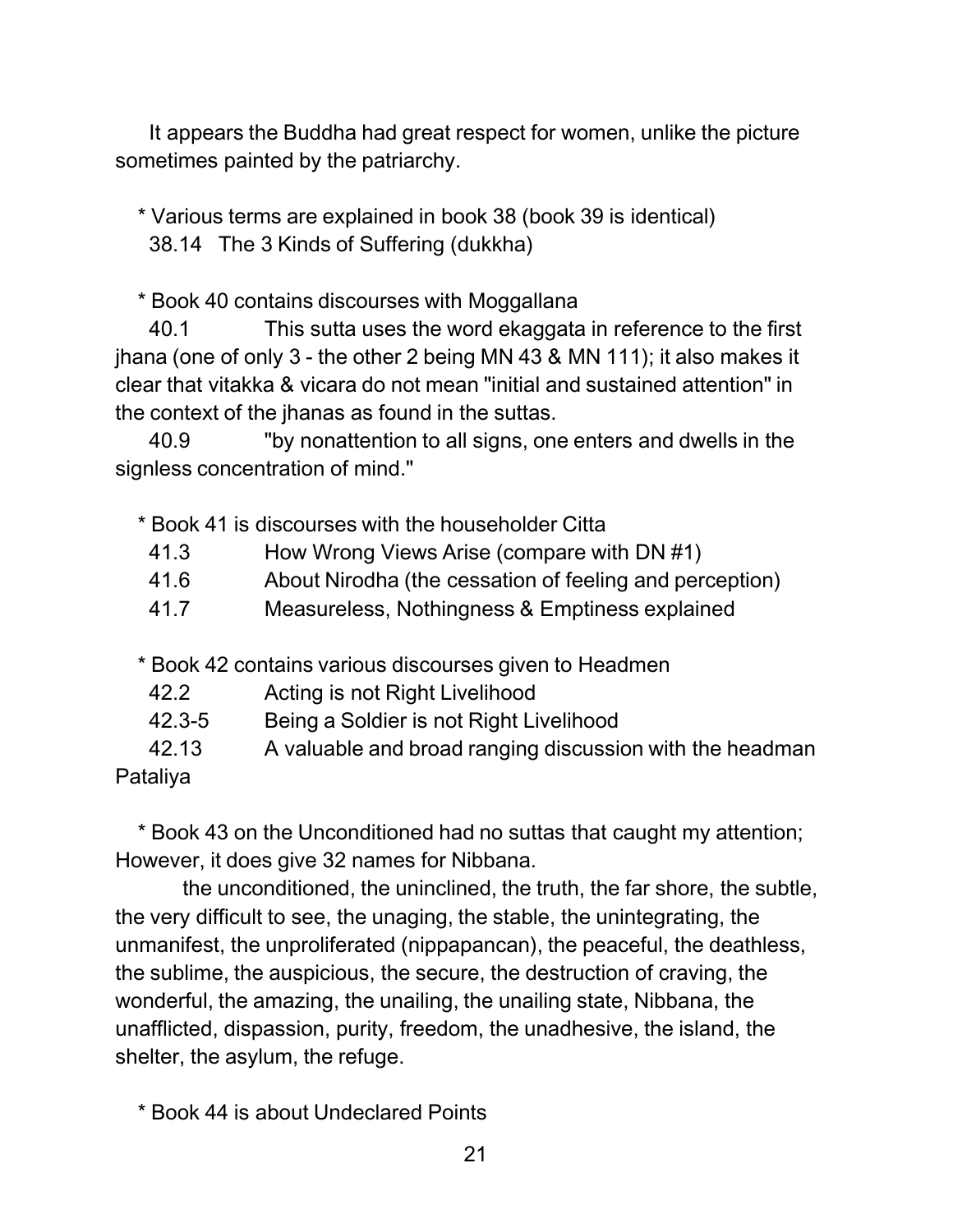It appears the Buddha had great respect for women, unlike the picture sometimes painted by the patriarchy.

* Various terms are explained in book 38 (book 39 is identical)
  38.14 The 3 Kinds of Suffering (dukkha)

* Book 40 contains discourses with Moggallana
  40.1 This sutta uses the word ekaggata in reference to the first jhana (one of only 3 - the other 2 being MN 43 & MN 111); it also makes it clear that vitakka & vicara do not mean "initial and sustained attention" in the context of the jhanas as found in the suttas.
  40.9 "by nonattention to all signs, one enters and dwells in the signless concentration of mind."

* Book 41 is discourses with the householder Citta
  41.3 How Wrong Views Arise (compare with DN #1)
  41.6 About Nirodha (the cessation of feeling and perception)
  41.7 Measureless, Nothingness & Emptiness explained

* Book 42 contains various discourses given to Headmen
  42.2 Acting is not Right Livelihood
  42.3-5 Being a Soldier is not Right Livelihood
  42.13 A valuable and broad ranging discussion with the headman Pataliya

* Book 43 on the Unconditioned had no suttas that caught my attention; However, it does give 32 names for Nibbana.

  the unconditioned, the uninclined, the truth, the far shore, the subtle, the very difficult to see, the unaging, the stable, the unintegrating, the unmanifest, the unproliferated (nippapancan), the peaceful, the deathless, the sublime, the auspicious, the secure, the destruction of craving, the wonderful, the amazing, the unailing, the unailing state, Nibbana, the unafflicted, dispassion, purity, freedom, the unadhesive, the island, the shelter, the asylum, the refuge.

* Book 44 is about Undeclared Points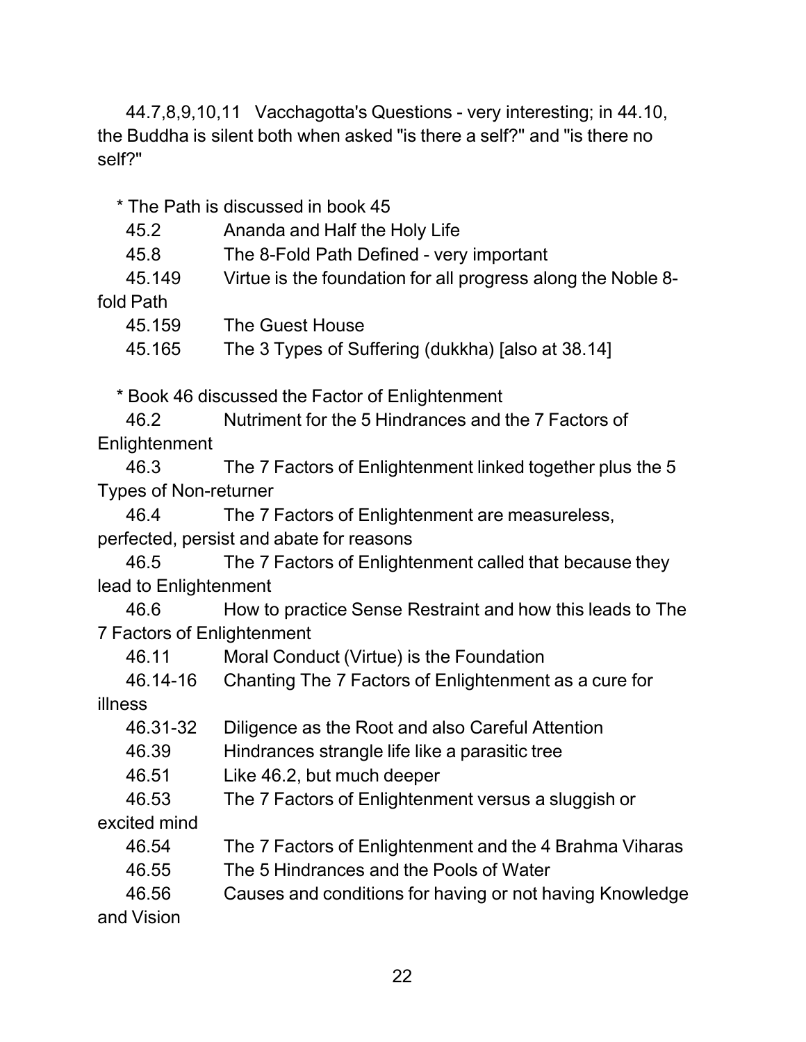44.7,8,9,10,11   Vacchagotta's Questions - very interesting; in 44.10, the Buddha is silent both when asked "is there a self?" and "is there no self?"

* The Path is discussed in book 45

45.2 Ananda and Half the Holy Life

45.8 The 8-Fold Path Defined - very important

45.149 Virtue is the foundation for all progress along the Noble 8-fold Path

45.159 The Guest House

45.165 The 3 Types of Suffering (dukkha) [also at 38.14]

* Book 46 discussed the Factor of Enlightenment

46.2 Nutriment for the 5 Hindrances and the 7 Factors of Enlightenment

46.3 The 7 Factors of Enlightenment linked together plus the 5 Types of Non-returner

46.4 The 7 Factors of Enlightenment are measureless, perfected, persist and abate for reasons

46.5 The 7 Factors of Enlightenment called that because they lead to Enlightenment

46.6 How to practice Sense Restraint and how this leads to The 7 Factors of Enlightenment

46.11 Moral Conduct (Virtue) is the Foundation

46.14-16 Chanting The 7 Factors of Enlightenment as a cure for illness

46.31-32 Diligence as the Root and also Careful Attention

46.39 Hindrances strangle life like a parasitic tree

46.51 Like 46.2, but much deeper

46.53 The 7 Factors of Enlightenment versus a sluggish or excited mind

46.54 The 7 Factors of Enlightenment and the 4 Brahma Viharas

46.55 The 5 Hindrances and the Pools of Water

46.56 Causes and conditions for having or not having Knowledge and Vision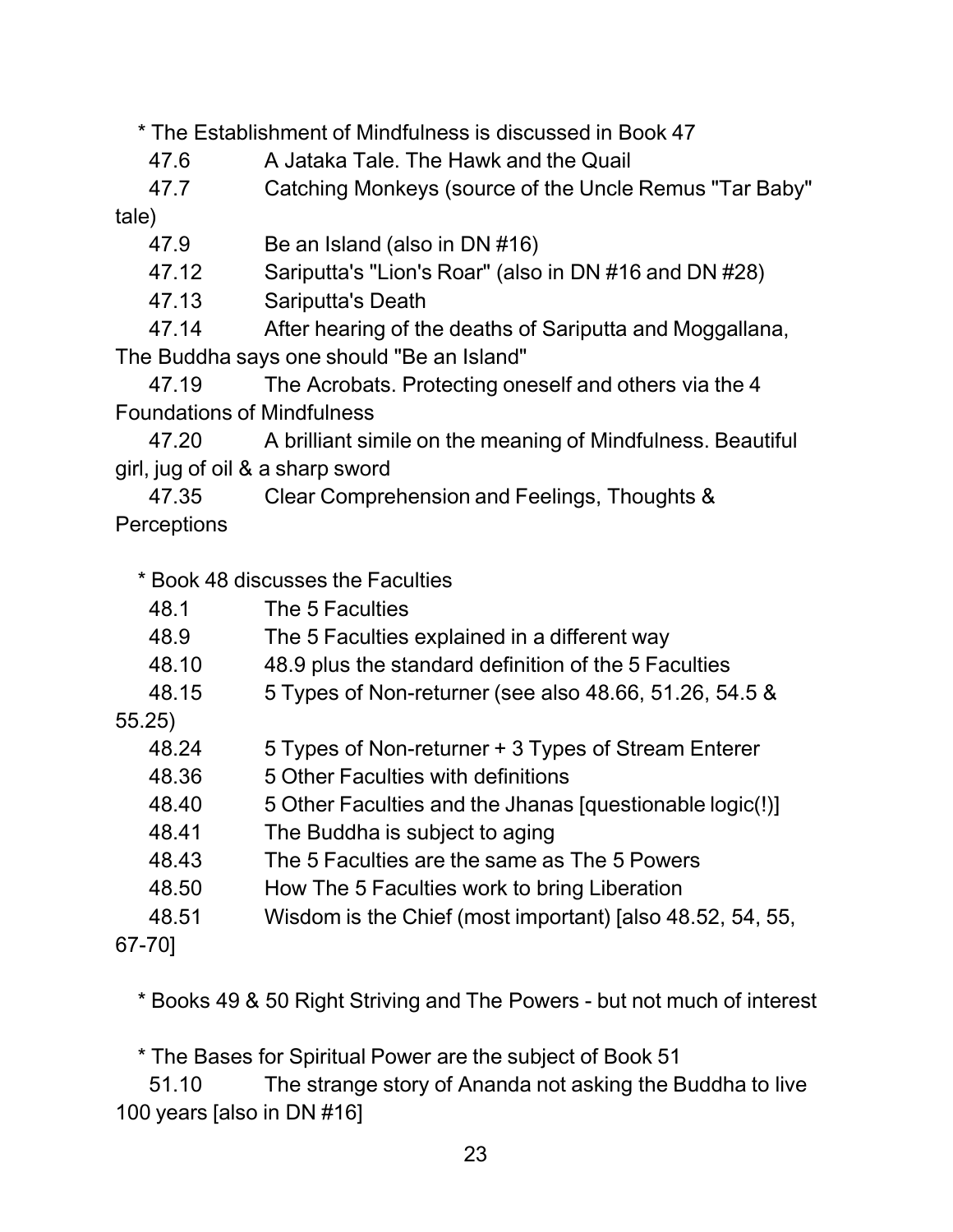* The Establishment of Mindfulness is discussed in Book 47

47.6 A Jataka Tale. The Hawk and the Quail

47.7 Catching Monkeys (source of the Uncle Remus "Tar Baby" tale)

47.9 Be an Island (also in DN #16)

47.12 Sariputta's "Lion's Roar" (also in DN #16 and DN #28)

47.13 Sariputta's Death

47.14 After hearing of the deaths of Sariputta and Moggallana, The Buddha says one should "Be an Island"

47.19 The Acrobats. Protecting oneself and others via the 4 Foundations of Mindfulness

47.20 A brilliant simile on the meaning of Mindfulness. Beautiful girl, jug of oil & a sharp sword

47.35 Clear Comprehension and Feelings, Thoughts & Perceptions

* Book 48 discusses the Faculties

48.1 The 5 Faculties

48.9 The 5 Faculties explained in a different way

48.10 48.9 plus the standard definition of the 5 Faculties

48.15 5 Types of Non-returner (see also 48.66, 51.26, 54.5 & 55.25)

48.24 5 Types of Non-returner + 3 Types of Stream Enterer

48.36 5 Other Faculties with definitions

48.40 5 Other Faculties and the Jhanas [questionable logic(!)]

48.41 The Buddha is subject to aging

48.43 The 5 Faculties are the same as The 5 Powers

48.50 How The 5 Faculties work to bring Liberation

48.51 Wisdom is the Chief (most important) [also 48.52, 54, 55, 67-70]

* Books 49 & 50 Right Striving and The Powers - but not much of interest

* The Bases for Spiritual Power are the subject of Book 51

51.10 The strange story of Ananda not asking the Buddha to live 100 years [also in DN #16]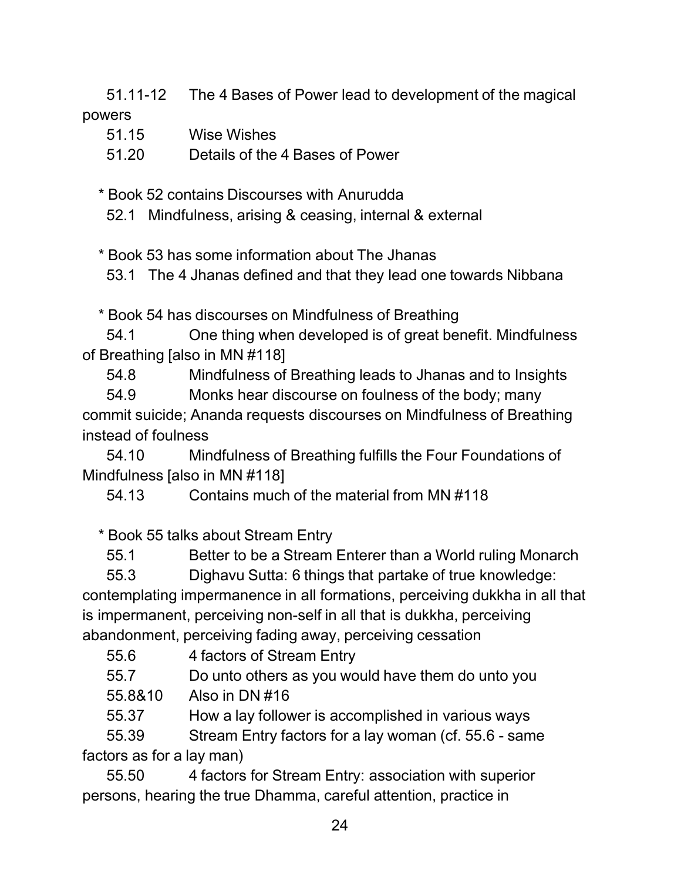51.11-12 The 4 Bases of Power lead to development of the magical powers

51.15 Wise Wishes

51.20 Details of the 4 Bases of Power

* Book 52 contains Discourses with Anurudda

52.1 Mindfulness, arising & ceasing, internal & external

* Book 53 has some information about The Jhanas

53.1 The 4 Jhanas defined and that they lead one towards Nibbana

* Book 54 has discourses on Mindfulness of Breathing

54.1 One thing when developed is of great benefit. Mindfulness of Breathing [also in MN #118]

54.8 Mindfulness of Breathing leads to Jhanas and to Insights

54.9 Monks hear discourse on foulness of the body; many commit suicide; Ananda requests discourses on Mindfulness of Breathing instead of foulness

54.10 Mindfulness of Breathing fulfills the Four Foundations of Mindfulness [also in MN #118]

54.13 Contains much of the material from MN #118

* Book 55 talks about Stream Entry

55.1 Better to be a Stream Enterer than a World ruling Monarch

55.3 Dighavu Sutta: 6 things that partake of true knowledge: contemplating impermanence in all formations, perceiving dukkha in all that is impermanent, perceiving non-self in all that is dukkha, perceiving abandonment, perceiving fading away, perceiving cessation

55.6 4 factors of Stream Entry

55.7 Do unto others as you would have them do unto you

55.8&10 Also in DN #16

55.37 How a lay follower is accomplished in various ways

55.39 Stream Entry factors for a lay woman (cf. 55.6 - same factors as for a lay man)

55.50 4 factors for Stream Entry: association with superior persons, hearing the true Dhamma, careful attention, practice in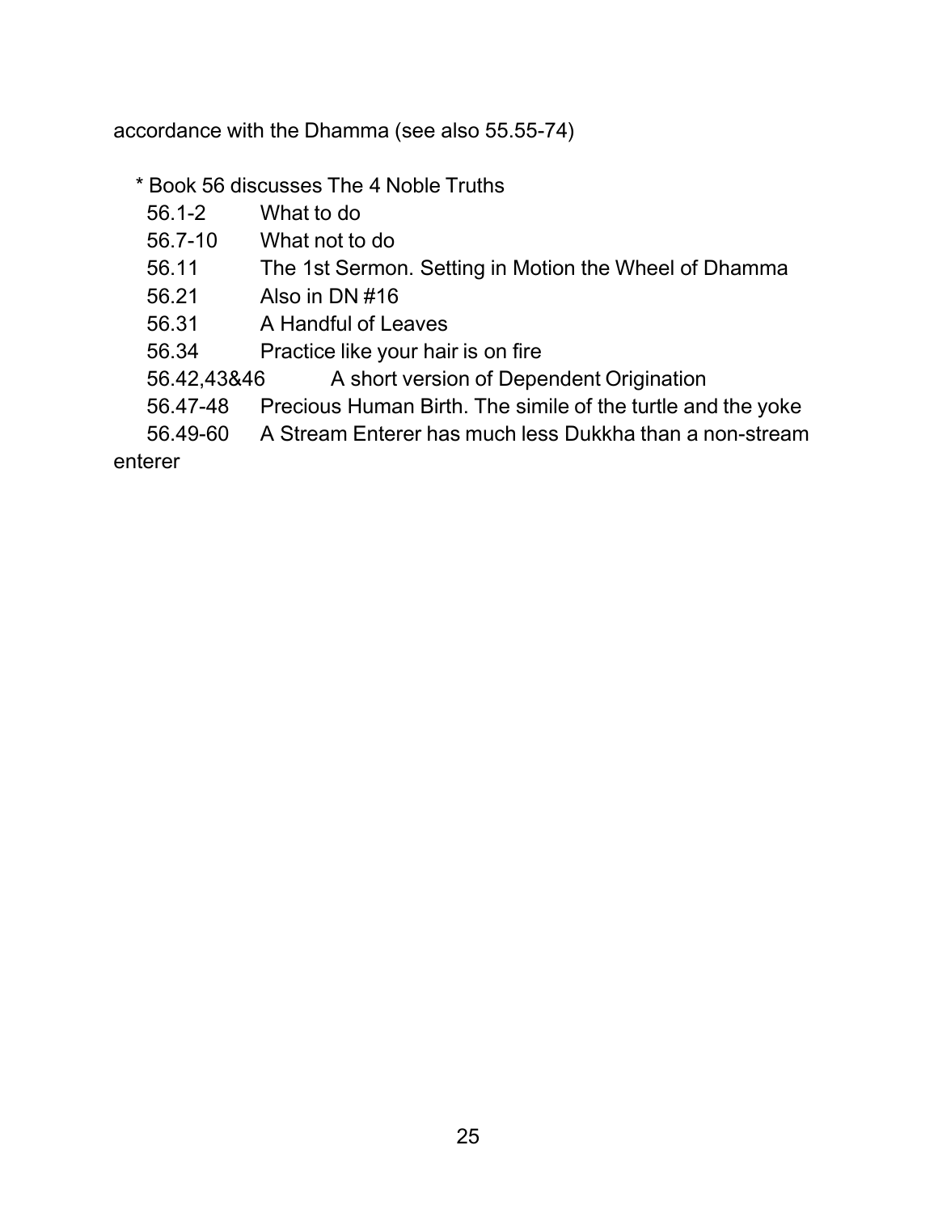accordance with the Dhamma (see also 55.55-74)

* Book 56 discusses The 4 Noble Truths

  56.1-2 What to do
  56.7-10 What not to do
  56.11 The 1st Sermon. Setting in Motion the Wheel of Dhamma
  56.21 Also in DN #16
  56.31 A Handful of Leaves
  56.34 Practice like your hair is on fire
  56.42,43&46 A short version of Dependent Origination
  56.47-48 Precious Human Birth. The simile of the turtle and the yoke
  56.49-60 A Stream Enterer has much less Dukkha than a non-stream enterer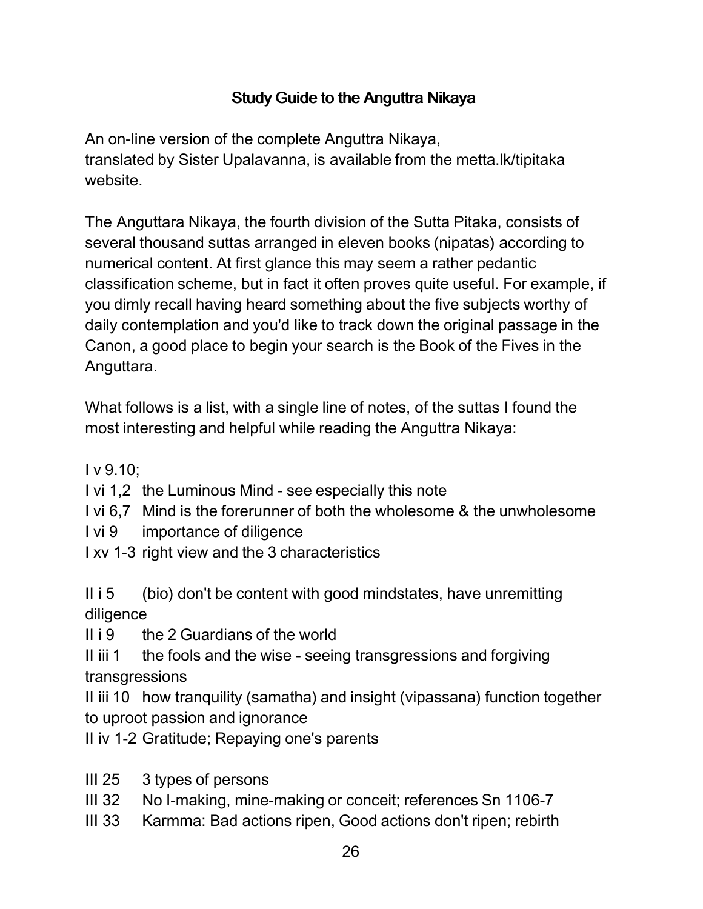### Study Guide to the Anguttra Nikaya

An on-line version of the complete Anguttra Nikaya,
translated by Sister Upalavanna, is available from the metta.lk/tipitaka website.

The Anguttara Nikaya, the fourth division of the Sutta Pitaka, consists of several thousand suttas arranged in eleven books (nipatas) according to numerical content. At first glance this may seem a rather pedantic classification scheme, but in fact it often proves quite useful. For example, if you dimly recall having heard something about the five subjects worthy of daily contemplation and you'd like to track down the original passage in the Canon, a good place to begin your search is the Book of the Fives in the Anguttara.

What follows is a list, with a single line of notes, of the suttas I found the most interesting and helpful while reading the Anguttra Nikaya:

I v 9.10;
I vi 1,2 the Luminous Mind - see especially this note
I vi 6,7 Mind is the forerunner of both the wholesome & the unwholesome
I vi 9 importance of diligence
I xv 1-3 right view and the 3 characteristics

II i 5 (bio) don't be content with good mindstates, have unremitting diligence
II i 9 the 2 Guardians of the world
II iii 1 the fools and the wise - seeing transgressions and forgiving transgressions
II iii 10 how tranquility (samatha) and insight (vipassana) function together to uproot passion and ignorance
II iv 1-2 Gratitude; Repaying one's parents

III 25 3 types of persons
III 32 No I-making, mine-making or conceit; references Sn 1106-7
III 33 Karmma: Bad actions ripen, Good actions don't ripen; rebirth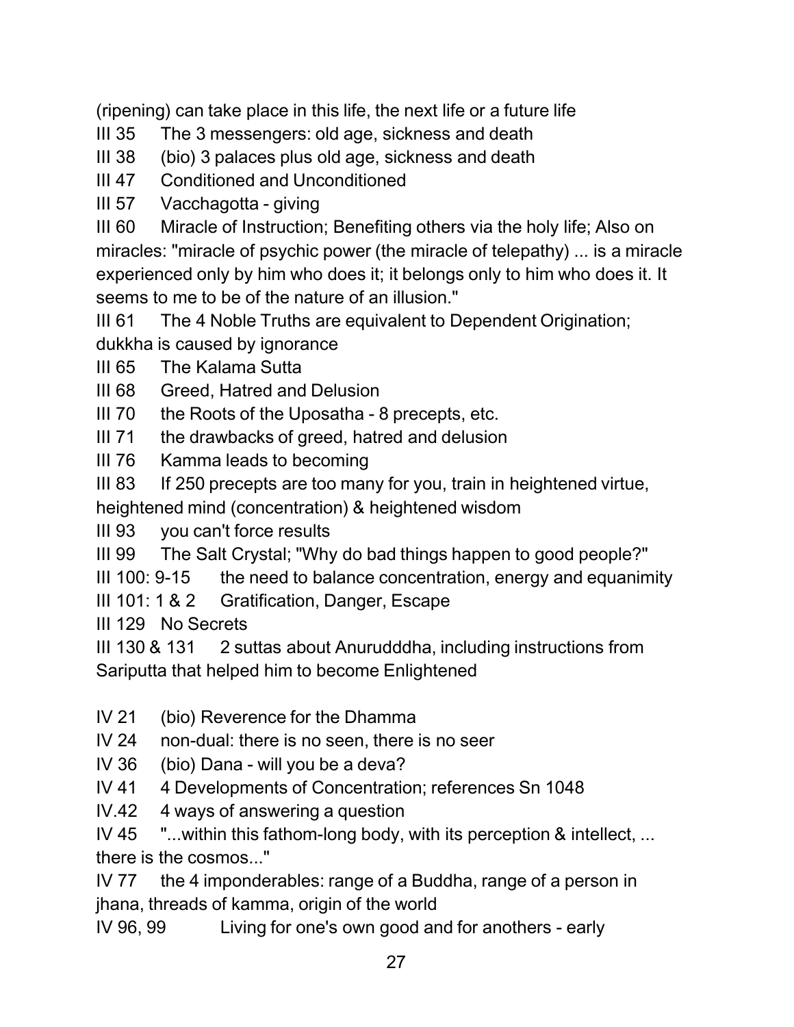(ripening) can take place in this life, the next life or a future life

III 35 The 3 messengers: old age, sickness and death

III 38 (bio) 3 palaces plus old age, sickness and death

III 47 Conditioned and Unconditioned

III 57 Vacchagotta - giving

III 60 Miracle of Instruction; Benefiting others via the holy life; Also on miracles: "miracle of psychic power (the miracle of telepathy) ... is a miracle experienced only by him who does it; it belongs only to him who does it. It seems to me to be of the nature of an illusion."

III 61 The 4 Noble Truths are equivalent to Dependent Origination; dukkha is caused by ignorance

III 65 The Kalama Sutta

III 68 Greed, Hatred and Delusion

III 70 the Roots of the Uposatha - 8 precepts, etc.

III 71 the drawbacks of greed, hatred and delusion

III 76 Kamma leads to becoming

III 83 If 250 precepts are too many for you, train in heightened virtue, heightened mind (concentration) & heightened wisdom

III 93 you can't force results

III 99 The Salt Crystal; "Why do bad things happen to good people?"

III 100: 9-15 the need to balance concentration, energy and equanimity

III 101: 1 & 2 Gratification, Danger, Escape

III 129 No Secrets

III 130 & 131 2 suttas about Anurudddha, including instructions from Sariputta that helped him to become Enlightened

IV 21 (bio) Reverence for the Dhamma

IV 24 non-dual: there is no seen, there is no seer

IV 36 (bio) Dana - will you be a deva?

IV 41 4 Developments of Concentration; references Sn 1048

IV.42 4 ways of answering a question

IV 45 "...within this fathom-long body, with its perception & intellect, ... there is the cosmos..."

IV 77 the 4 imponderables: range of a Buddha, range of a person in jhana, threads of kamma, origin of the world

IV 96, 99 Living for one's own good and for anothers - early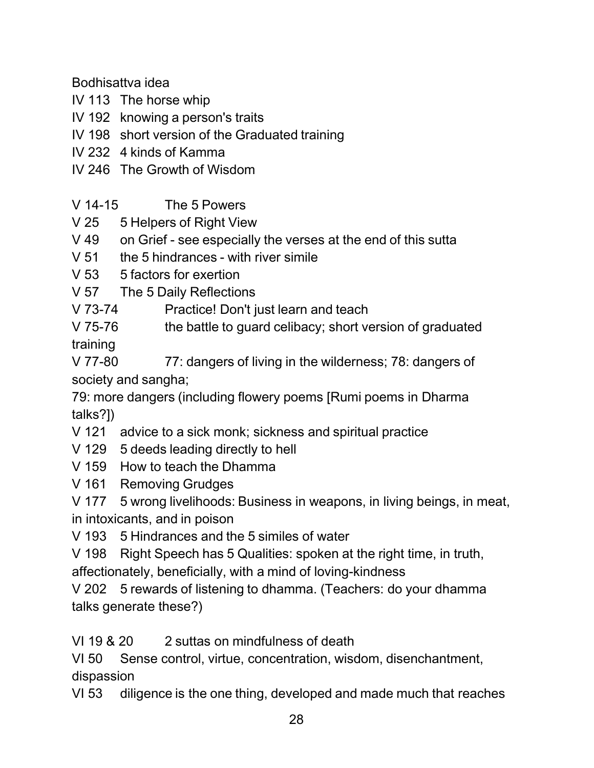Bodhisattva idea

IV 113 The horse whip

IV 192 knowing a person's traits

IV 198 short version of the Graduated training

IV 232 4 kinds of Kamma

IV 246 The Growth of Wisdom

V 14-15 The 5 Powers

V 25 5 Helpers of Right View

V 49 on Grief - see especially the verses at the end of this sutta

V 51 the 5 hindrances - with river simile

V 53 5 factors for exertion

V 57 The 5 Daily Reflections

V 73-74 Practice! Don't just learn and teach

V 75-76 the battle to guard celibacy; short version of graduated training

V 77-80 77: dangers of living in the wilderness; 78: dangers of society and sangha;
79: more dangers (including flowery poems [Rumi poems in Dharma talks?])

V 121 advice to a sick monk; sickness and spiritual practice

V 129 5 deeds leading directly to hell

V 159 How to teach the Dhamma

V 161 Removing Grudges

V 177 5 wrong livelihoods: Business in weapons, in living beings, in meat, in intoxicants, and in poison

V 193 5 Hindrances and the 5 similes of water

V 198 Right Speech has 5 Qualities: spoken at the right time, in truth, affectionately, beneficially, with a mind of loving-kindness

V 202 5 rewards of listening to dhamma. (Teachers: do your dhamma talks generate these?)

VI 19 & 20 2 suttas on mindfulness of death

VI 50 Sense control, virtue, concentration, wisdom, disenchantment, dispassion

VI 53 diligence is the one thing, developed and made much that reaches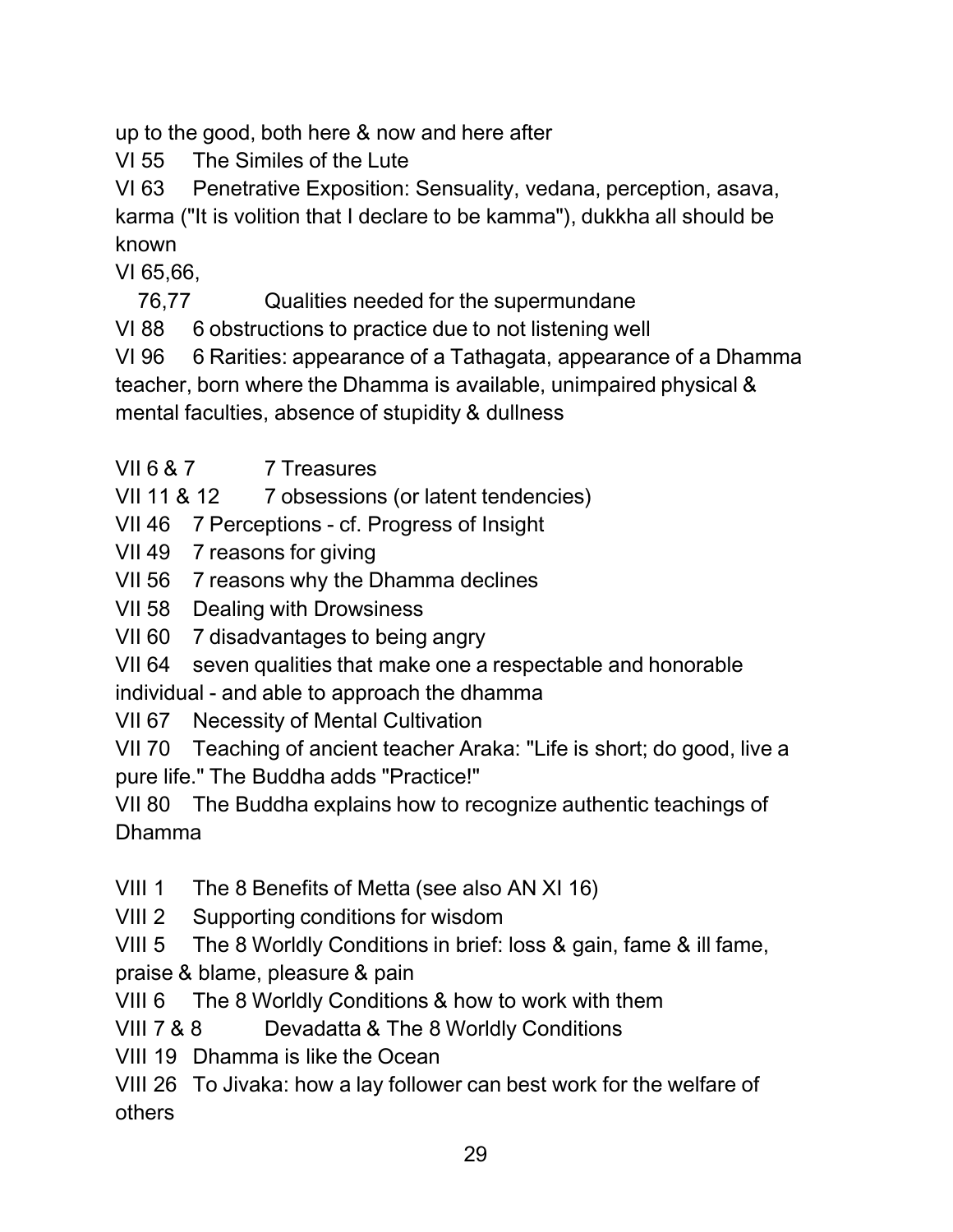up to the good, both here & now and here after

VI 55 The Similes of the Lute

VI 63 Penetrative Exposition: Sensuality, vedana, perception, asava, karma ("It is volition that I declare to be kamma"), dukkha all should be known

VI 65,66,
76,77 Qualities needed for the supermundane

VI 88 6 obstructions to practice due to not listening well

VI 96 6 Rarities: appearance of a Tathagata, appearance of a Dhamma teacher, born where the Dhamma is available, unimpaired physical & mental faculties, absence of stupidity & dullness

VII 6 & 7 7 Treasures

VII 11 & 12 7 obsessions (or latent tendencies)

VII 46 7 Perceptions - cf. Progress of Insight

VII 49 7 reasons for giving

VII 56 7 reasons why the Dhamma declines

VII 58 Dealing with Drowsiness

VII 60 7 disadvantages to being angry

VII 64 seven qualities that make one a respectable and honorable individual - and able to approach the dhamma

VII 67 Necessity of Mental Cultivation

VII 70 Teaching of ancient teacher Araka: "Life is short; do good, live a pure life." The Buddha adds "Practice!"

VII 80 The Buddha explains how to recognize authentic teachings of Dhamma

VIII 1 The 8 Benefits of Metta (see also AN XI 16)

VIII 2 Supporting conditions for wisdom

VIII 5 The 8 Worldly Conditions in brief: loss & gain, fame & ill fame, praise & blame, pleasure & pain

VIII 6 The 8 Worldly Conditions & how to work with them

VIII 7 & 8 Devadatta & The 8 Worldly Conditions

VIII 19 Dhamma is like the Ocean

VIII 26 To Jivaka: how a lay follower can best work for the welfare of others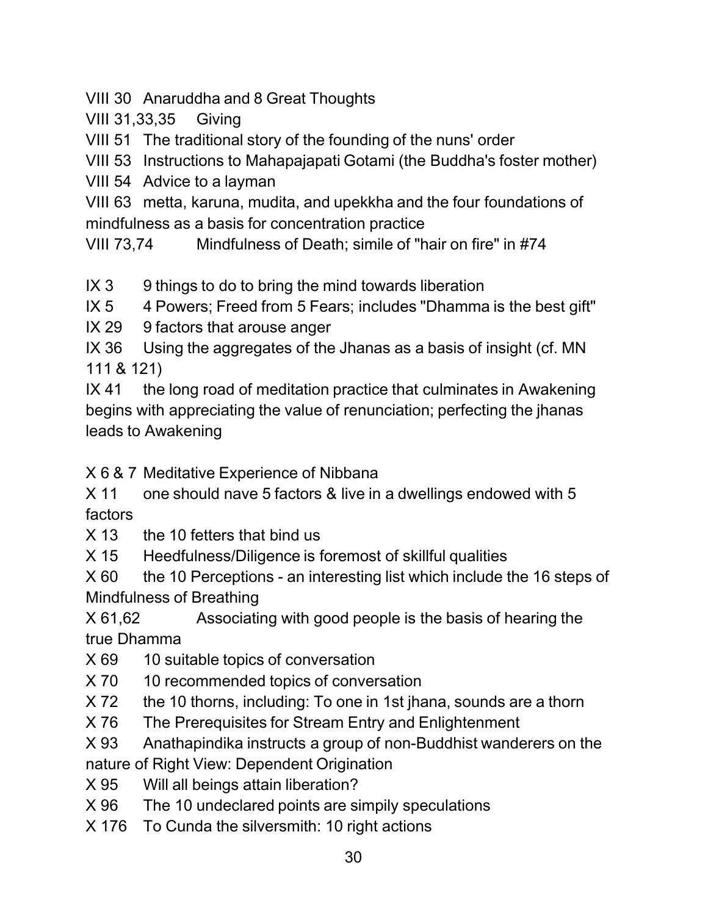VIII 30 Anaruddha and 8 Great Thoughts

VIII 31,33,35 Giving

VIII 51 The traditional story of the founding of the nuns' order

VIII 53 Instructions to Mahapajapati Gotami (the Buddha's foster mother)

VIII 54 Advice to a layman

VIII 63 metta, karuna, mudita, and upekkha and the four foundations of mindfulness as a basis for concentration practice

VIII 73,74 Mindfulness of Death; simile of "hair on fire" in #74

IX 3 9 things to do to bring the mind towards liberation

IX 5 4 Powers; Freed from 5 Fears; includes "Dhamma is the best gift"

IX 29 9 factors that arouse anger

IX 36 Using the aggregates of the Jhanas as a basis of insight (cf. MN 111 & 121)

IX 41 the long road of meditation practice that culminates in Awakening begins with appreciating the value of renunciation; perfecting the jhanas leads to Awakening

X 6 & 7 Meditative Experience of Nibbana

X 11 one should nave 5 factors & live in a dwellings endowed with 5 factors

X 13 the 10 fetters that bind us

X 15 Heedfulness/Diligence is foremost of skillful qualities

X 60 the 10 Perceptions - an interesting list which include the 16 steps of Mindfulness of Breathing

X 61,62 Associating with good people is the basis of hearing the true Dhamma

X 69 10 suitable topics of conversation

X 70 10 recommended topics of conversation

X 72 the 10 thorns, including: To one in 1st jhana, sounds are a thorn

X 76 The Prerequisites for Stream Entry and Enlightenment

X 93 Anathapindika instructs a group of non-Buddhist wanderers on the nature of Right View: Dependent Origination

X 95 Will all beings attain liberation?

X 96 The 10 undeclared points are simpily speculations

X 176 To Cunda the silversmith: 10 right actions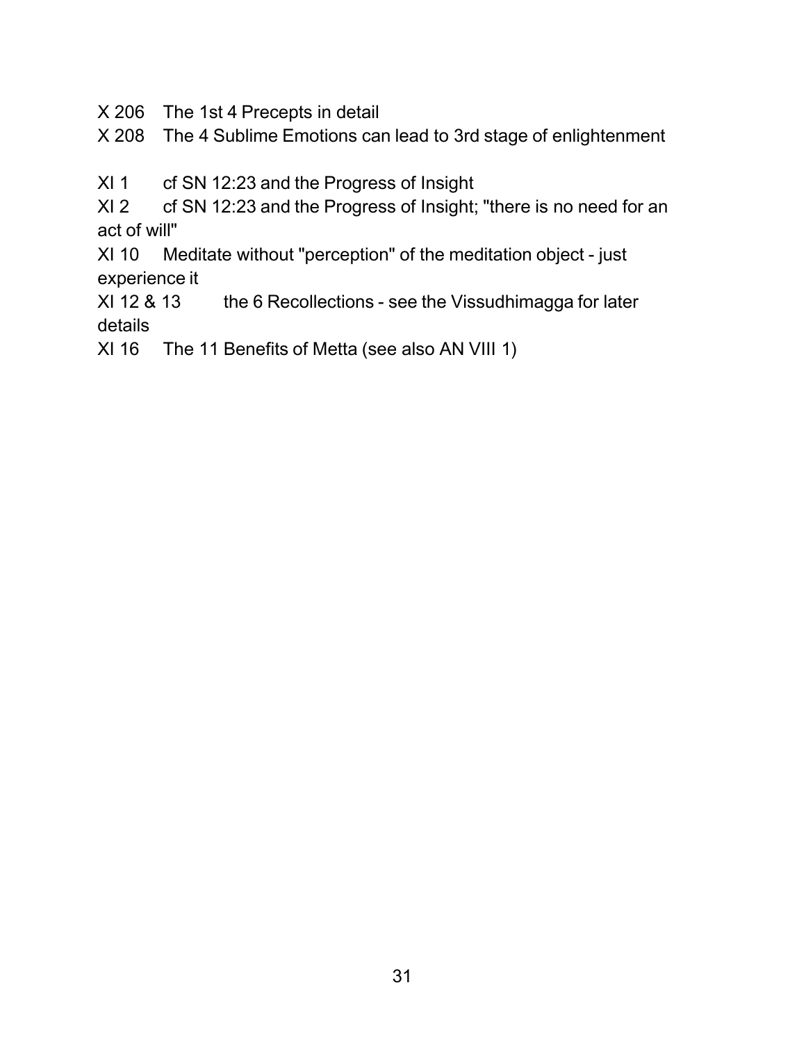X 206 The 1st 4 Precepts in detail

X 208 The 4 Sublime Emotions can lead to 3rd stage of enlightenment

XI 1 cf SN 12:23 and the Progress of Insight

XI 2 cf SN 12:23 and the Progress of Insight; "there is no need for an act of will"

XI 10 Meditate without "perception" of the meditation object - just experience it

XI 12 & 13 the 6 Recollections - see the Vissudhimagga for later details

XI 16 The 11 Benefits of Metta (see also AN VIII 1)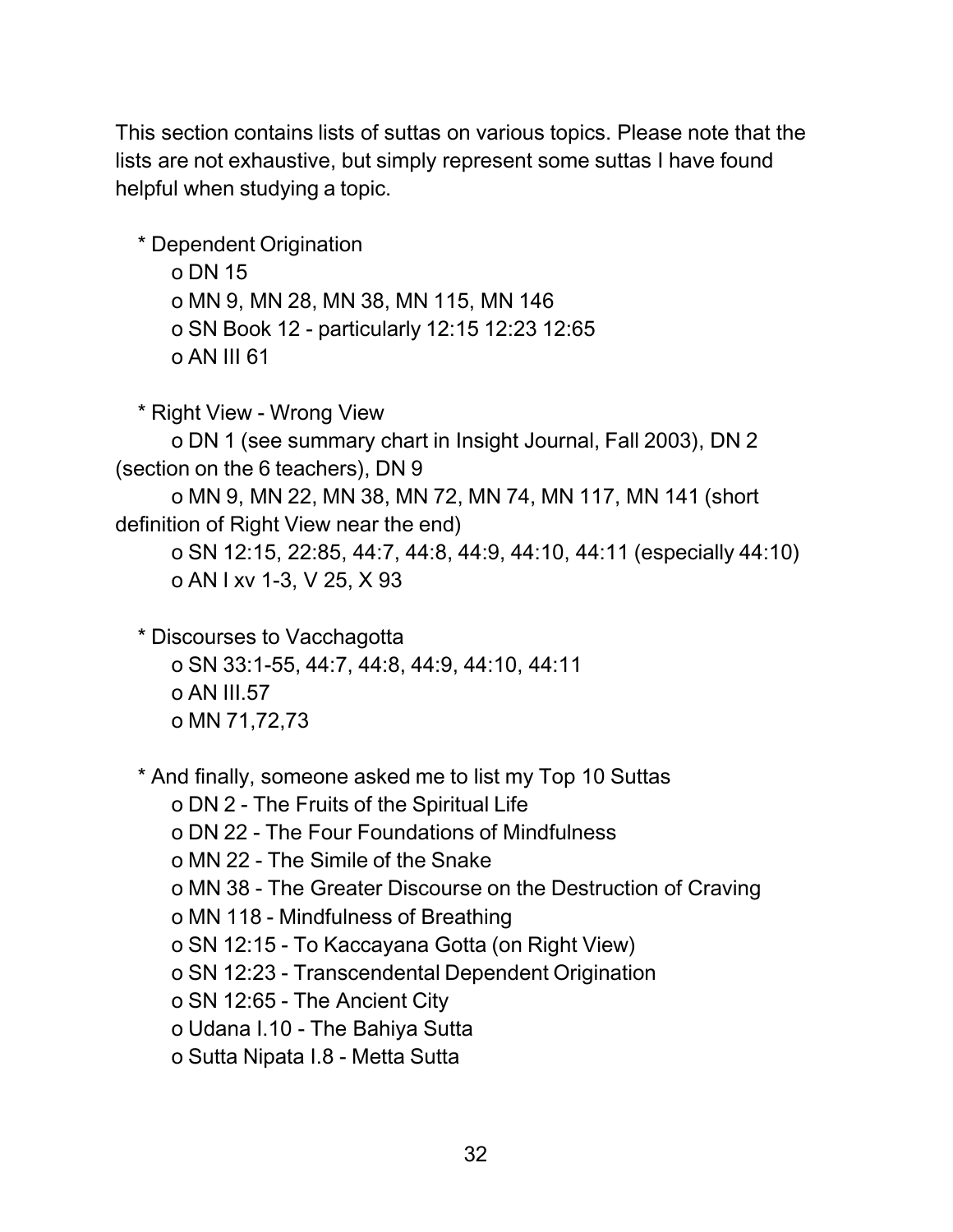This section contains lists of suttas on various topics. Please note that the lists are not exhaustive, but simply represent some suttas I have found helpful when studying a topic.

- Dependent Origination
    - DN 15
    - MN 9, MN 28, MN 38, MN 115, MN 146
    - SN Book 12 - particularly 12:15 12:23 12:65
    - AN III 61

- Right View - Wrong View
    - DN 1 (see summary chart in Insight Journal, Fall 2003), DN 2 (section on the 6 teachers), DN 9
    - MN 9, MN 22, MN 38, MN 72, MN 74, MN 117, MN 141 (short definition of Right View near the end)
    - SN 12:15, 22:85, 44:7, 44:8, 44:9, 44:10, 44:11 (especially 44:10)
    - AN I xv 1-3, V 25, X 93

- Discourses to Vacchagotta
    - SN 33:1-55, 44:7, 44:8, 44:9, 44:10, 44:11
    - AN III.57
    - MN 71,72,73

- And finally, someone asked me to list my Top 10 Suttas
    - DN 2 - The Fruits of the Spiritual Life
    - DN 22 - The Four Foundations of Mindfulness
    - MN 22 - The Simile of the Snake
    - MN 38 - The Greater Discourse on the Destruction of Craving
    - MN 118 - Mindfulness of Breathing
    - SN 12:15 - To Kaccayana Gotta (on Right View)
    - SN 12:23 - Transcendental Dependent Origination
    - SN 12:65 - The Ancient City
    - Udana I.10 - The Bahiya Sutta
    - Sutta Nipata I.8 - Metta Sutta